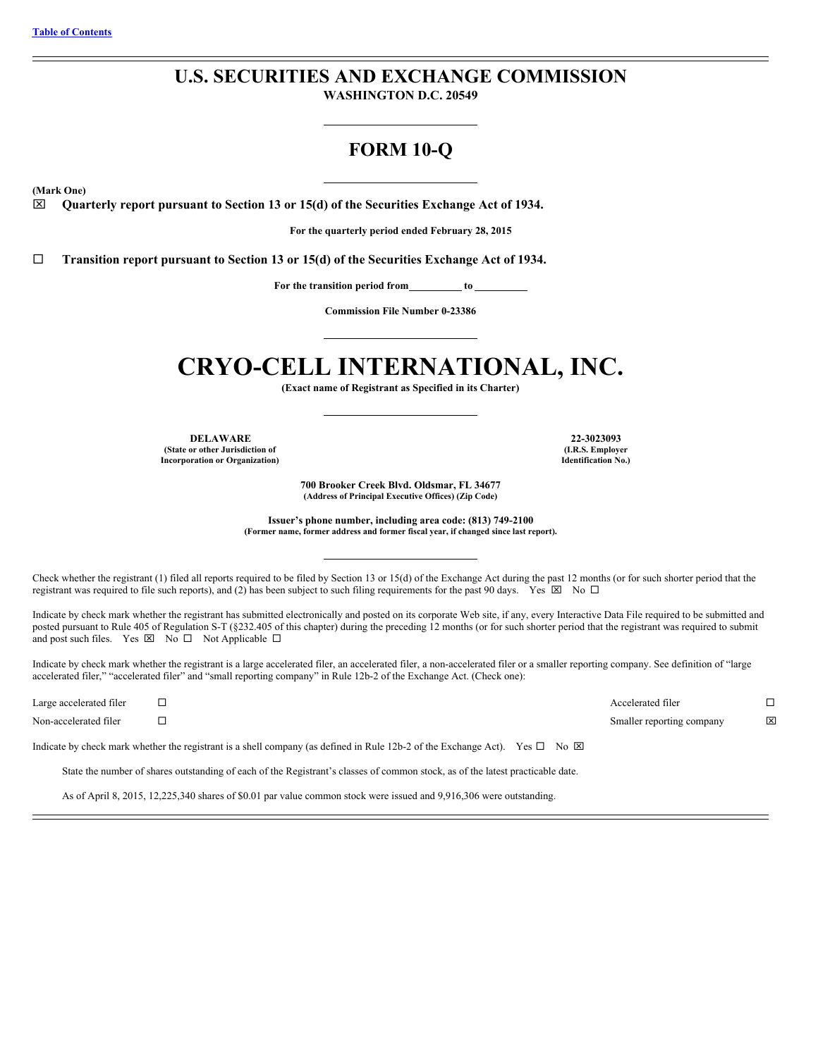[Table of Contents](#)

# U.S. SECURITIES AND EXCHANGE COMMISSION

**WASHINGTON D.C. 20549**

## FORM 10-Q

**(Mark One)**

☒ **Quarterly report pursuant to Section 13 or 15(d) of the Securities Exchange Act of 1934.**

**For the quarterly period ended February 28, 2015**

☐ **Transition report pursuant to Section 13 or 15(d) of the Securities Exchange Act of 1934.**

**For the transition period from\_\_\_\_\_\_\_\_\_\_ to \_\_\_\_\_\_\_\_\_\_**

**Commission File Number 0-23386**

# CRYO-CELL INTERNATIONAL, INC.

**(Exact name of Registrant as Specified in its Charter)**

| **DELAWARE** | **22-3023093** |
|---|---|
| **(State or other Jurisdiction of Incorporation or Organization)** | **(I.R.S. Employer Identification No.)** |

**700 Brooker Creek Blvd. Oldsmar, FL 34677**
**(Address of Principal Executive Offices) (Zip Code)**

**Issuer's phone number, including area code: (813) 749-2100**
**(Former name, former address and former fiscal year, if changed since last report).**

Check whether the registrant (1) filed all reports required to be filed by Section 13 or 15(d) of the Exchange Act during the past 12 months (or for such shorter period that the registrant was required to file such reports), and (2) has been subject to such filing requirements for the past 90 days. Yes ☒ No ☐

Indicate by check mark whether the registrant has submitted electronically and posted on its corporate Web site, if any, every Interactive Data File required to be submitted and posted pursuant to Rule 405 of Regulation S-T (§232.405 of this chapter) during the preceding 12 months (or for such shorter period that the registrant was required to submit and post such files. Yes ☒ No ☐ Not Applicable ☐

Indicate by check mark whether the registrant is a large accelerated filer, an accelerated filer, a non-accelerated filer or a smaller reporting company. See definition of "large accelerated filer," "accelerated filer" and "small reporting company" in Rule 12b-2 of the Exchange Act. (Check one):

| | | | |
|---|---|---|---|
| Large accelerated filer | ☐ | Accelerated filer | ☐ |
| Non-accelerated filer | ☐ | Smaller reporting company | ☒ |

Indicate by check mark whether the registrant is a shell company (as defined in Rule 12b-2 of the Exchange Act). Yes ☐ No ☒

State the number of shares outstanding of each of the Registrant's classes of common stock, as of the latest practicable date.

As of April 8, 2015, 12,225,340 shares of $0.01 par value common stock were issued and 9,916,306 were outstanding.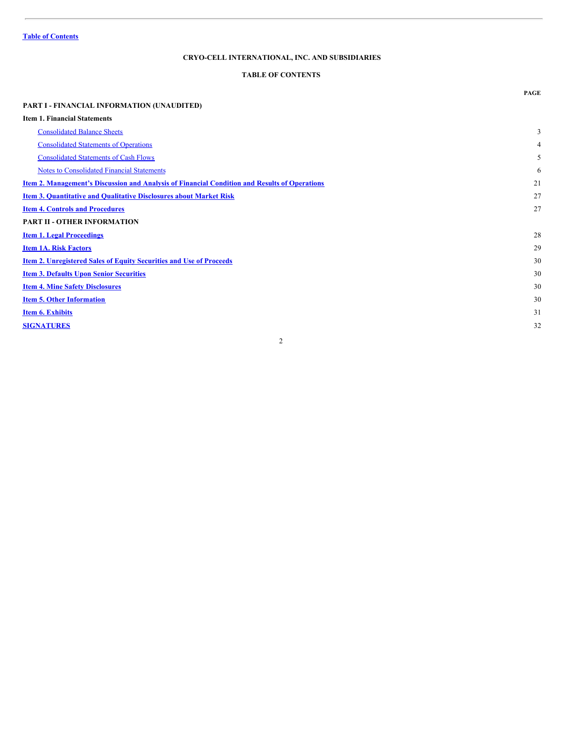[Table of Contents]

**CRYO-CELL INTERNATIONAL, INC. AND SUBSIDIARIES**

**TABLE OF CONTENTS**

| | PAGE |
|---|---|
| **PART I - FINANCIAL INFORMATION (UNAUDITED)** | |
| **Item 1. Financial Statements** | |
| Consolidated Balance Sheets | 3 |
| Consolidated Statements of Operations | 4 |
| Consolidated Statements of Cash Flows | 5 |
| Notes to Consolidated Financial Statements | 6 |
| **Item 2. Management's Discussion and Analysis of Financial Condition and Results of Operations** | 21 |
| **Item 3. Quantitative and Qualitative Disclosures about Market Risk** | 27 |
| **Item 4. Controls and Procedures** | 27 |
| **PART II - OTHER INFORMATION** | |
| **Item 1. Legal Proceedings** | 28 |
| **Item 1A. Risk Factors** | 29 |
| **Item 2. Unregistered Sales of Equity Securities and Use of Proceeds** | 30 |
| **Item 3. Defaults Upon Senior Securities** | 30 |
| **Item 4. Mine Safety Disclosures** | 30 |
| **Item 5. Other Information** | 30 |
| **Item 6. Exhibits** | 31 |
| **SIGNATURES** | 32 |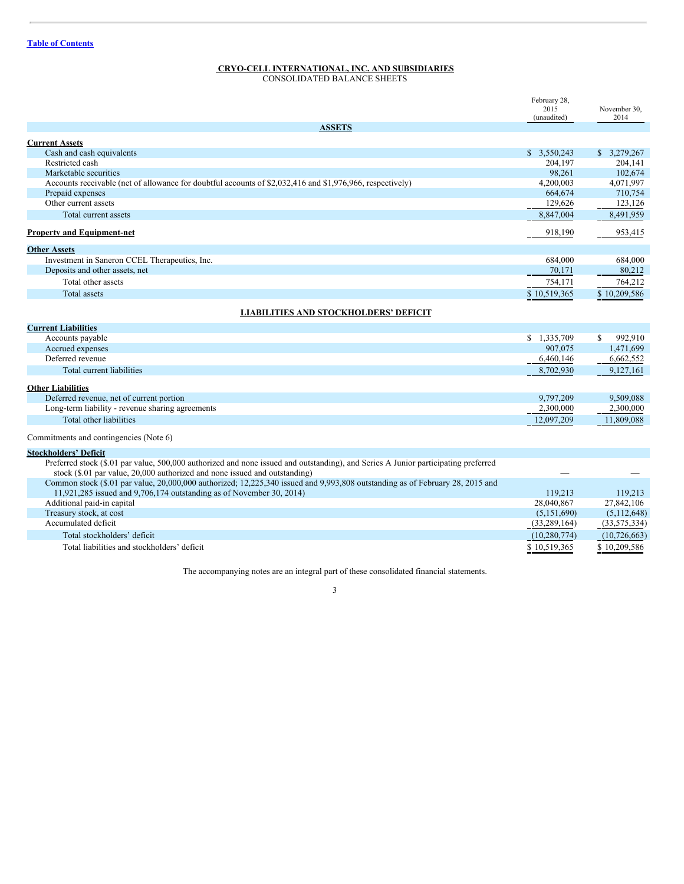[Table of Contents](#)

# CRYO-CELL INTERNATIONAL, INC. AND SUBSIDIARIES
## CONSOLIDATED BALANCE SHEETS

| | February 28, 2015 (unaudited) | November 30, 2014 |
|---|---|---|
| **ASSETS** | | |
| **Current Assets** | | |
| Cash and cash equivalents | $ 3,550,243 | $ 3,279,267 |
| Restricted cash | 204,197 | 204,141 |
| Marketable securities | 98,261 | 102,674 |
| Accounts receivable (net of allowance for doubtful accounts of $2,032,416 and $1,976,966, respectively) | 4,200,003 | 4,071,997 |
| Prepaid expenses | 664,674 | 710,754 |
| Other current assets | 129,626 | 123,126 |
| Total current assets | 8,847,004 | 8,491,959 |
| **Property and Equipment-net** | 918,190 | 953,415 |
| **Other Assets** | | |
| Investment in Saneron CCEL Therapeutics, Inc. | 684,000 | 684,000 |
| Deposits and other assets, net | 70,171 | 80,212 |
| Total other assets | 754,171 | 764,212 |
| Total assets | $ 10,519,365 | $ 10,209,586 |
| **LIABILITIES AND STOCKHOLDERS' DEFICIT** | | |
| **Current Liabilities** | | |
| Accounts payable | $ 1,335,709 | $ 992,910 |
| Accrued expenses | 907,075 | 1,471,699 |
| Deferred revenue | 6,460,146 | 6,662,552 |
| Total current liabilities | 8,702,930 | 9,127,161 |
| **Other Liabilities** | | |
| Deferred revenue, net of current portion | 9,797,209 | 9,509,088 |
| Long-term liability - revenue sharing agreements | 2,300,000 | 2,300,000 |
| Total other liabilities | 12,097,209 | 11,809,088 |
| Commitments and contingencies (Note 6) | | |
| **Stockholders' Deficit** | | |
| Preferred stock ($.01 par value, 500,000 authorized and none issued and outstanding), and Series A Junior participating preferred stock ($.01 par value, 20,000 authorized and none issued and outstanding) | — | — |
| Common stock ($.01 par value, 20,000,000 authorized; 12,225,340 issued and 9,993,808 outstanding as of February 28, 2015 and 11,921,285 issued and 9,706,174 outstanding as of November 30, 2014) | 119,213 | 119,213 |
| Additional paid-in capital | 28,040,867 | 27,842,106 |
| Treasury stock, at cost | (5,151,690) | (5,112,648) |
| Accumulated deficit | (33,289,164) | (33,575,334) |
| Total stockholders' deficit | (10,280,774) | (10,726,663) |
| Total liabilities and stockholders' deficit | $ 10,519,365 | $ 10,209,586 |

The accompanying notes are an integral part of these consolidated financial statements.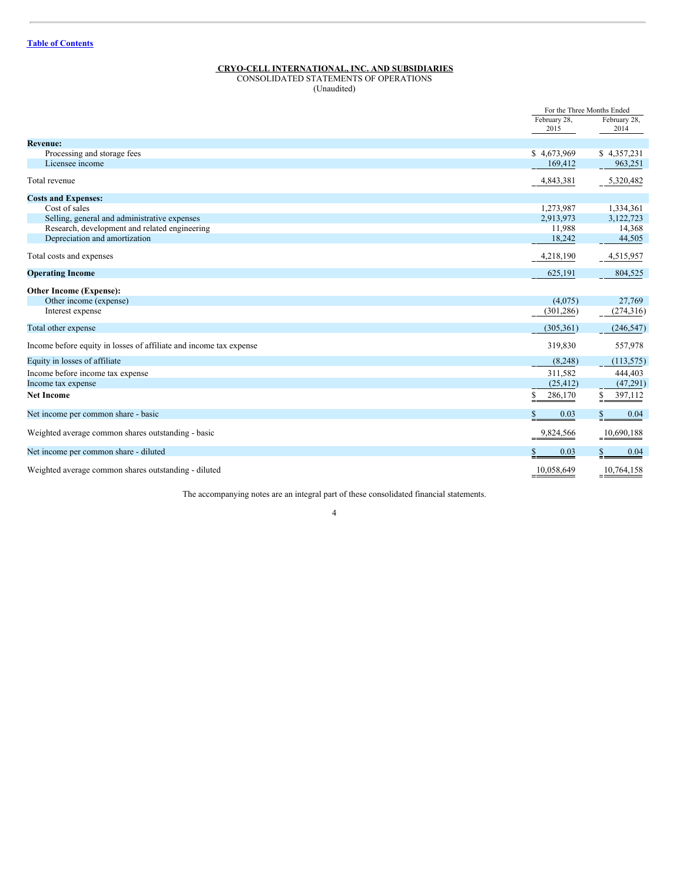[Table of Contents](#)

**CRYO-CELL INTERNATIONAL, INC. AND SUBSIDIARIES**
CONSOLIDATED STATEMENTS OF OPERATIONS
(Unaudited)

| | For the Three Months Ended | |
|---|---|---|
| | February 28, 2015 | February 28, 2014 |
| **Revenue:** | | |
| Processing and storage fees | $ 4,673,969 | $ 4,357,231 |
| Licensee income | 169,412 | 963,251 |
| Total revenue | 4,843,381 | 5,320,482 |
| **Costs and Expenses:** | | |
| Cost of sales | 1,273,987 | 1,334,361 |
| Selling, general and administrative expenses | 2,913,973 | 3,122,723 |
| Research, development and related engineering | 11,988 | 14,368 |
| Depreciation and amortization | 18,242 | 44,505 |
| Total costs and expenses | 4,218,190 | 4,515,957 |
| **Operating Income** | 625,191 | 804,525 |
| **Other Income (Expense):** | | |
| Other income (expense) | (4,075) | 27,769 |
| Interest expense | (301,286) | (274,316) |
| Total other expense | (305,361) | (246,547) |
| Income before equity in losses of affiliate and income tax expense | 319,830 | 557,978 |
| Equity in losses of affiliate | (8,248) | (113,575) |
| Income before income tax expense | 311,582 | 444,403 |
| Income tax expense | (25,412) | (47,291) |
| **Net Income** | $ 286,170 | $ 397,112 |
| Net income per common share - basic | $ 0.03 | $ 0.04 |
| Weighted average common shares outstanding - basic | 9,824,566 | 10,690,188 |
| Net income per common share - diluted | $ 0.03 | $ 0.04 |
| Weighted average common shares outstanding - diluted | 10,058,649 | 10,764,158 |

The accompanying notes are an integral part of these consolidated financial statements.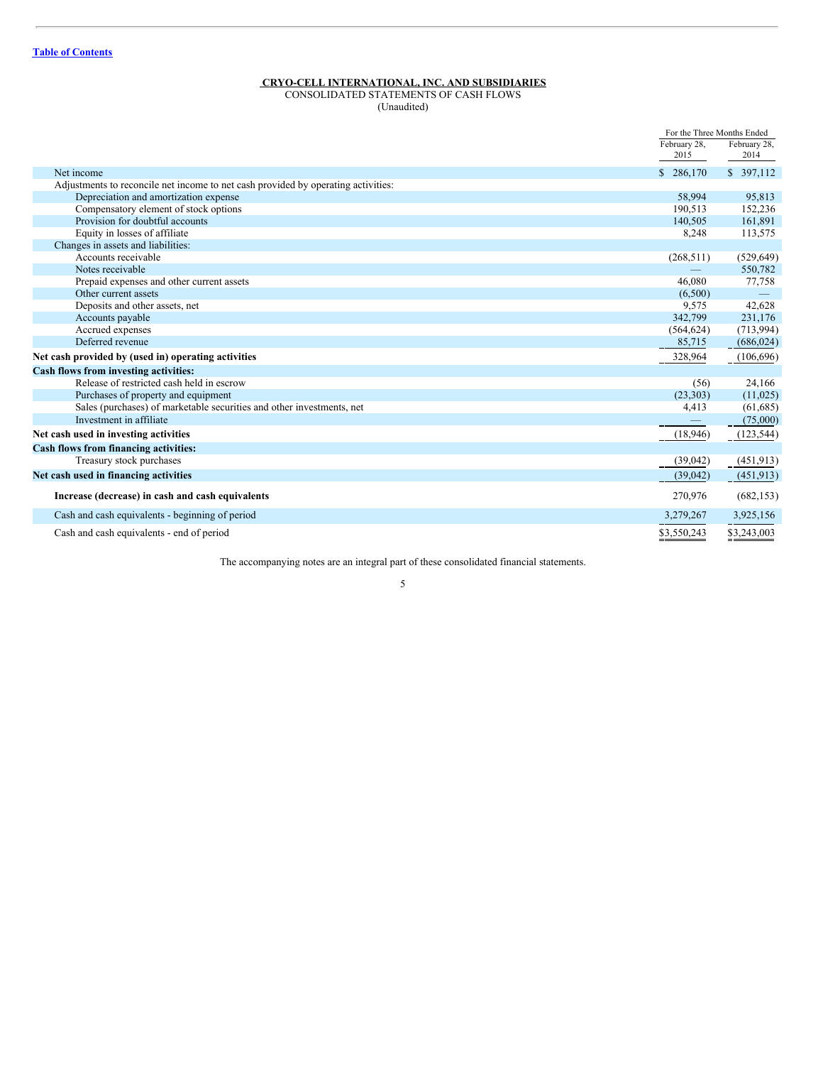Table of Contents

**CRYO-CELL INTERNATIONAL, INC. AND SUBSIDIARIES**

CONSOLIDATED STATEMENTS OF CASH FLOWS

(Unaudited)

| | For the Three Months Ended | |
|---|---|---|
| | February 28, 2015 | February 28, 2014 |
| Net income | $ 286,170 | $ 397,112 |
| Adjustments to reconcile net income to net cash provided by operating activities: | | |
| Depreciation and amortization expense | 58,994 | 95,813 |
| Compensatory element of stock options | 190,513 | 152,236 |
| Provision for doubtful accounts | 140,505 | 161,891 |
| Equity in losses of affiliate | 8,248 | 113,575 |
| Changes in assets and liabilities: | | |
| Accounts receivable | (268,511) | (529,649) |
| Notes receivable | — | 550,782 |
| Prepaid expenses and other current assets | 46,080 | 77,758 |
| Other current assets | (6,500) | — |
| Deposits and other assets, net | 9,575 | 42,628 |
| Accounts payable | 342,799 | 231,176 |
| Accrued expenses | (564,624) | (713,994) |
| Deferred revenue | 85,715 | (686,024) |
| **Net cash provided by (used in) operating activities** | 328,964 | (106,696) |
| **Cash flows from investing activities:** | | |
| Release of restricted cash held in escrow | (56) | 24,166 |
| Purchases of property and equipment | (23,303) | (11,025) |
| Sales (purchases) of marketable securities and other investments, net | 4,413 | (61,685) |
| Investment in affiliate | — | (75,000) |
| **Net cash used in investing activities** | (18,946) | (123,544) |
| **Cash flows from financing activities:** | | |
| Treasury stock purchases | (39,042) | (451,913) |
| **Net cash used in financing activities** | (39,042) | (451,913) |
| **Increase (decrease) in cash and cash equivalents** | 270,976 | (682,153) |
| Cash and cash equivalents - beginning of period | 3,279,267 | 3,925,156 |
| Cash and cash equivalents - end of period | $3,550,243 | $3,243,003 |

The accompanying notes are an integral part of these consolidated financial statements.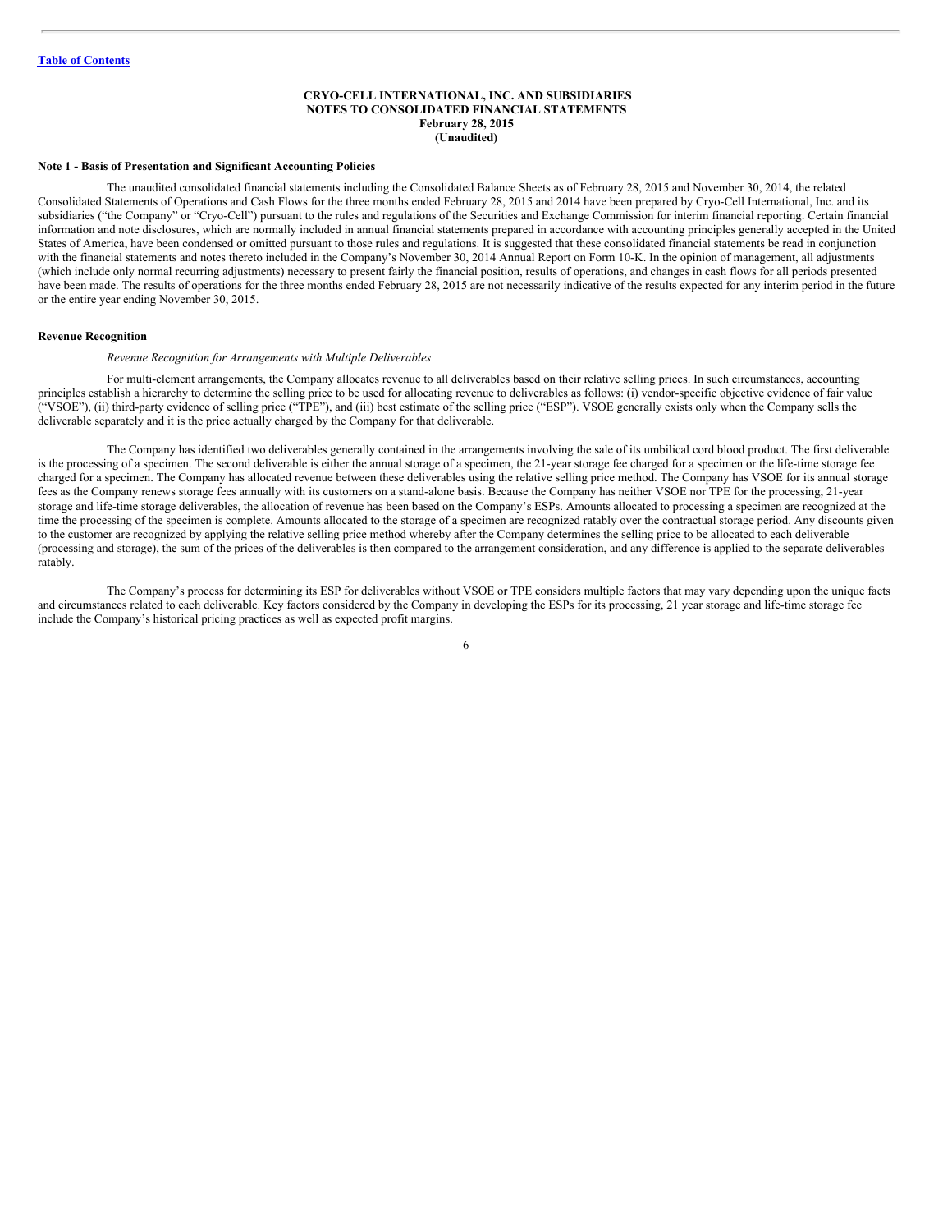**CRYO-CELL INTERNATIONAL, INC. AND SUBSIDIARIES**
**NOTES TO CONSOLIDATED FINANCIAL STATEMENTS**
**February 28, 2015**
**(Unaudited)**

**Note 1 - Basis of Presentation and Significant Accounting Policies**

The unaudited consolidated financial statements including the Consolidated Balance Sheets as of February 28, 2015 and November 30, 2014, the related Consolidated Statements of Operations and Cash Flows for the three months ended February 28, 2015 and 2014 have been prepared by Cryo-Cell International, Inc. and its subsidiaries ("the Company" or "Cryo-Cell") pursuant to the rules and regulations of the Securities and Exchange Commission for interim financial reporting. Certain financial information and note disclosures, which are normally included in annual financial statements prepared in accordance with accounting principles generally accepted in the United States of America, have been condensed or omitted pursuant to those rules and regulations. It is suggested that these consolidated financial statements be read in conjunction with the financial statements and notes thereto included in the Company's November 30, 2014 Annual Report on Form 10-K. In the opinion of management, all adjustments (which include only normal recurring adjustments) necessary to present fairly the financial position, results of operations, and changes in cash flows for all periods presented have been made. The results of operations for the three months ended February 28, 2015 are not necessarily indicative of the results expected for any interim period in the future or the entire year ending November 30, 2015.

**Revenue Recognition**

*Revenue Recognition for Arrangements with Multiple Deliverables*

For multi-element arrangements, the Company allocates revenue to all deliverables based on their relative selling prices. In such circumstances, accounting principles establish a hierarchy to determine the selling price to be used for allocating revenue to deliverables as follows: (i) vendor-specific objective evidence of fair value ("VSOE"), (ii) third-party evidence of selling price ("TPE"), and (iii) best estimate of the selling price ("ESP"). VSOE generally exists only when the Company sells the deliverable separately and it is the price actually charged by the Company for that deliverable.

The Company has identified two deliverables generally contained in the arrangements involving the sale of its umbilical cord blood product. The first deliverable is the processing of a specimen. The second deliverable is either the annual storage of a specimen, the 21-year storage fee charged for a specimen or the life-time storage fee charged for a specimen. The Company has allocated revenue between these deliverables using the relative selling price method. The Company has VSOE for its annual storage fees as the Company renews storage fees annually with its customers on a stand-alone basis. Because the Company has neither VSOE nor TPE for the processing, 21-year storage and life-time storage deliverables, the allocation of revenue has been based on the Company's ESPs. Amounts allocated to processing a specimen are recognized at the time the processing of the specimen is complete. Amounts allocated to the storage of a specimen are recognized ratably over the contractual storage period. Any discounts given to the customer are recognized by applying the relative selling price method whereby after the Company determines the selling price to be allocated to each deliverable (processing and storage), the sum of the prices of the deliverables is then compared to the arrangement consideration, and any difference is applied to the separate deliverables ratably.

The Company's process for determining its ESP for deliverables without VSOE or TPE considers multiple factors that may vary depending upon the unique facts and circumstances related to each deliverable. Key factors considered by the Company in developing the ESPs for its processing, 21 year storage and life-time storage fee include the Company's historical pricing practices as well as expected profit margins.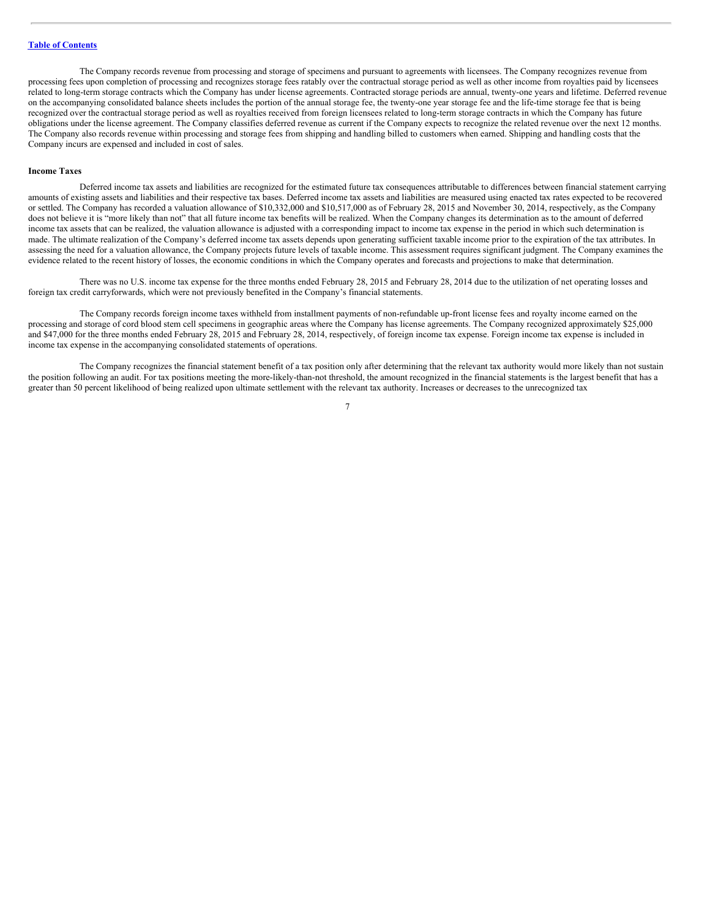The Company records revenue from processing and storage of specimens and pursuant to agreements with licensees. The Company recognizes revenue from processing fees upon completion of processing and recognizes storage fees ratably over the contractual storage period as well as other income from royalties paid by licensees related to long-term storage contracts which the Company has under license agreements. Contracted storage periods are annual, twenty-one years and lifetime. Deferred revenue on the accompanying consolidated balance sheets includes the portion of the annual storage fee, the twenty-one year storage fee and the life-time storage fee that is being recognized over the contractual storage period as well as royalties received from foreign licensees related to long-term storage contracts in which the Company has future obligations under the license agreement. The Company classifies deferred revenue as current if the Company expects to recognize the related revenue over the next 12 months. The Company also records revenue within processing and storage fees from shipping and handling billed to customers when earned. Shipping and handling costs that the Company incurs are expensed and included in cost of sales.

**Income Taxes**

Deferred income tax assets and liabilities are recognized for the estimated future tax consequences attributable to differences between financial statement carrying amounts of existing assets and liabilities and their respective tax bases. Deferred income tax assets and liabilities are measured using enacted tax rates expected to be recovered or settled. The Company has recorded a valuation allowance of $10,332,000 and $10,517,000 as of February 28, 2015 and November 30, 2014, respectively, as the Company does not believe it is "more likely than not" that all future income tax benefits will be realized. When the Company changes its determination as to the amount of deferred income tax assets that can be realized, the valuation allowance is adjusted with a corresponding impact to income tax expense in the period in which such determination is made. The ultimate realization of the Company's deferred income tax assets depends upon generating sufficient taxable income prior to the expiration of the tax attributes. In assessing the need for a valuation allowance, the Company projects future levels of taxable income. This assessment requires significant judgment. The Company examines the evidence related to the recent history of losses, the economic conditions in which the Company operates and forecasts and projections to make that determination.

There was no U.S. income tax expense for the three months ended February 28, 2015 and February 28, 2014 due to the utilization of net operating losses and foreign tax credit carryforwards, which were not previously benefited in the Company's financial statements.

The Company records foreign income taxes withheld from installment payments of non-refundable up-front license fees and royalty income earned on the processing and storage of cord blood stem cell specimens in geographic areas where the Company has license agreements. The Company recognized approximately $25,000 and $47,000 for the three months ended February 28, 2015 and February 28, 2014, respectively, of foreign income tax expense. Foreign income tax expense is included in income tax expense in the accompanying consolidated statements of operations.

The Company recognizes the financial statement benefit of a tax position only after determining that the relevant tax authority would more likely than not sustain the position following an audit. For tax positions meeting the more-likely-than-not threshold, the amount recognized in the financial statements is the largest benefit that has a greater than 50 percent likelihood of being realized upon ultimate settlement with the relevant tax authority. Increases or decreases to the unrecognized tax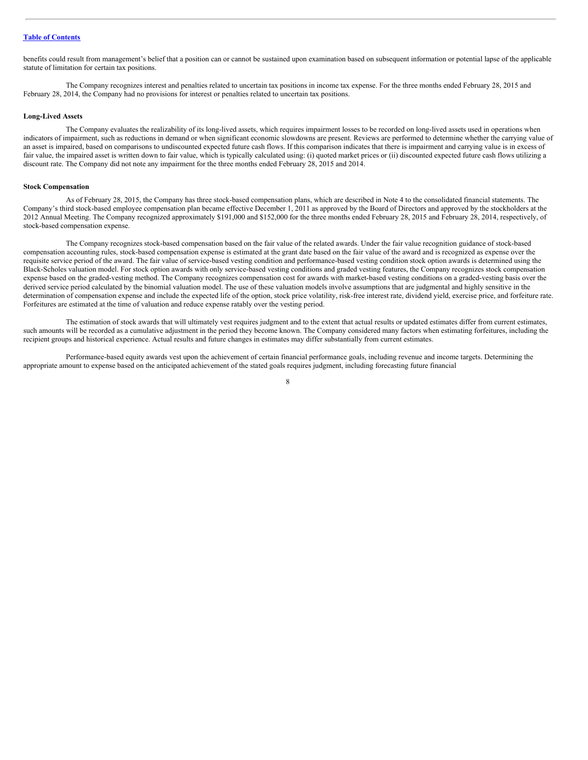benefits could result from management's belief that a position can or cannot be sustained upon examination based on subsequent information or potential lapse of the applicable statute of limitation for certain tax positions.

The Company recognizes interest and penalties related to uncertain tax positions in income tax expense. For the three months ended February 28, 2015 and February 28, 2014, the Company had no provisions for interest or penalties related to uncertain tax positions.

**Long-Lived Assets**

The Company evaluates the realizability of its long-lived assets, which requires impairment losses to be recorded on long-lived assets used in operations when indicators of impairment, such as reductions in demand or when significant economic slowdowns are present. Reviews are performed to determine whether the carrying value of an asset is impaired, based on comparisons to undiscounted expected future cash flows. If this comparison indicates that there is impairment and carrying value is in excess of fair value, the impaired asset is written down to fair value, which is typically calculated using: (i) quoted market prices or (ii) discounted expected future cash flows utilizing a discount rate. The Company did not note any impairment for the three months ended February 28, 2015 and 2014.

**Stock Compensation**

As of February 28, 2015, the Company has three stock-based compensation plans, which are described in Note 4 to the consolidated financial statements. The Company's third stock-based employee compensation plan became effective December 1, 2011 as approved by the Board of Directors and approved by the stockholders at the 2012 Annual Meeting. The Company recognized approximately $191,000 and $152,000 for the three months ended February 28, 2015 and February 28, 2014, respectively, of stock-based compensation expense.

The Company recognizes stock-based compensation based on the fair value of the related awards. Under the fair value recognition guidance of stock-based compensation accounting rules, stock-based compensation expense is estimated at the grant date based on the fair value of the award and is recognized as expense over the requisite service period of the award. The fair value of service-based vesting condition and performance-based vesting condition stock option awards is determined using the Black-Scholes valuation model. For stock option awards with only service-based vesting conditions and graded vesting features, the Company recognizes stock compensation expense based on the graded-vesting method. The Company recognizes compensation cost for awards with market-based vesting conditions on a graded-vesting basis over the derived service period calculated by the binomial valuation model. The use of these valuation models involve assumptions that are judgmental and highly sensitive in the determination of compensation expense and include the expected life of the option, stock price volatility, risk-free interest rate, dividend yield, exercise price, and forfeiture rate. Forfeitures are estimated at the time of valuation and reduce expense ratably over the vesting period.

The estimation of stock awards that will ultimately vest requires judgment and to the extent that actual results or updated estimates differ from current estimates, such amounts will be recorded as a cumulative adjustment in the period they become known. The Company considered many factors when estimating forfeitures, including the recipient groups and historical experience. Actual results and future changes in estimates may differ substantially from current estimates.

Performance-based equity awards vest upon the achievement of certain financial performance goals, including revenue and income targets. Determining the appropriate amount to expense based on the anticipated achievement of the stated goals requires judgment, including forecasting future financial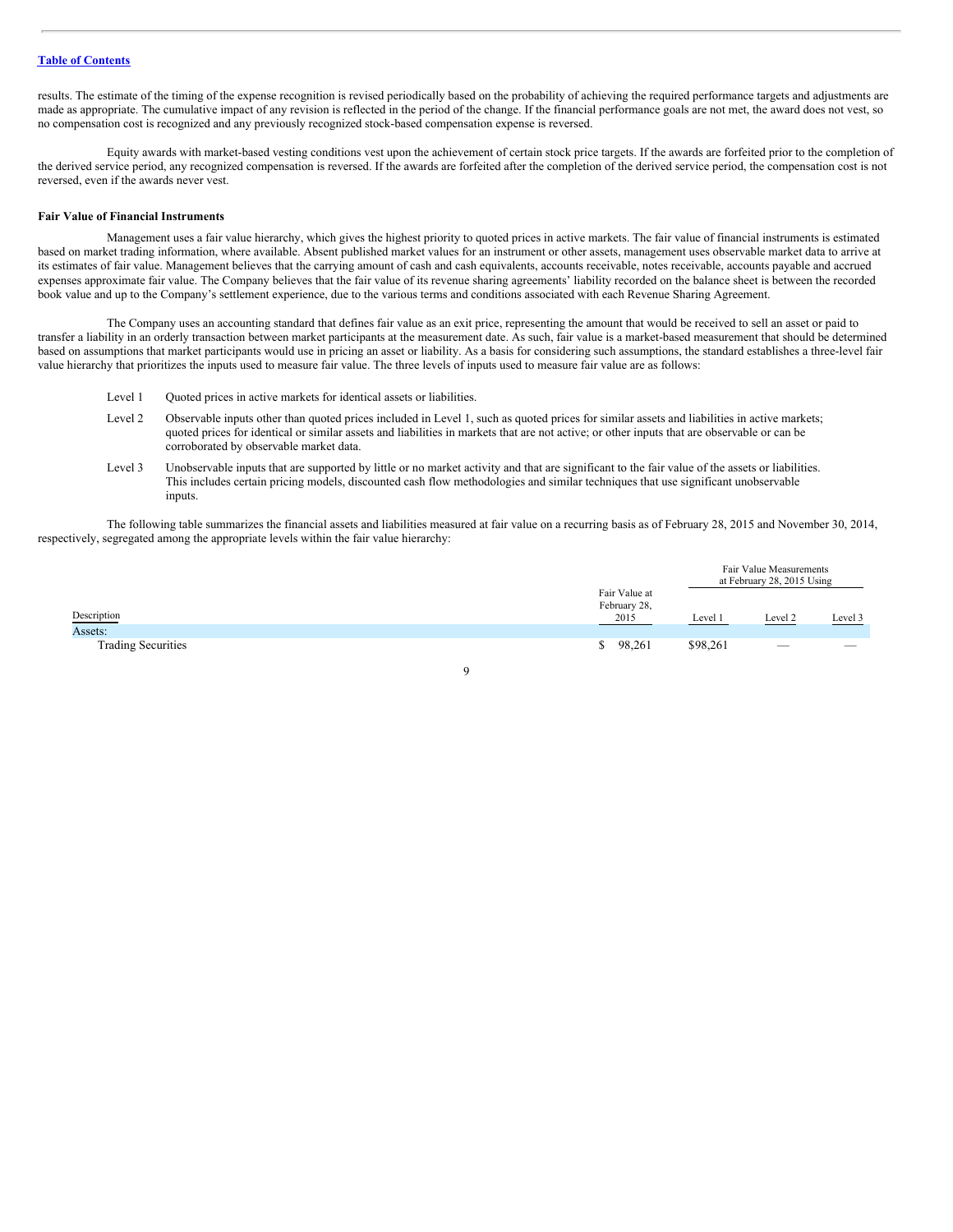results. The estimate of the timing of the expense recognition is revised periodically based on the probability of achieving the required performance targets and adjustments are made as appropriate. The cumulative impact of any revision is reflected in the period of the change. If the financial performance goals are not met, the award does not vest, so no compensation cost is recognized and any previously recognized stock-based compensation expense is reversed.

Equity awards with market-based vesting conditions vest upon the achievement of certain stock price targets. If the awards are forfeited prior to the completion of the derived service period, any recognized compensation is reversed. If the awards are forfeited after the completion of the derived service period, the compensation cost is not reversed, even if the awards never vest.

**Fair Value of Financial Instruments**

Management uses a fair value hierarchy, which gives the highest priority to quoted prices in active markets. The fair value of financial instruments is estimated based on market trading information, where available. Absent published market values for an instrument or other assets, management uses observable market data to arrive at its estimates of fair value. Management believes that the carrying amount of cash and cash equivalents, accounts receivable, notes receivable, accounts payable and accrued expenses approximate fair value. The Company believes that the fair value of its revenue sharing agreements' liability recorded on the balance sheet is between the recorded book value and up to the Company's settlement experience, due to the various terms and conditions associated with each Revenue Sharing Agreement.

The Company uses an accounting standard that defines fair value as an exit price, representing the amount that would be received to sell an asset or paid to transfer a liability in an orderly transaction between market participants at the measurement date. As such, fair value is a market-based measurement that should be determined based on assumptions that market participants would use in pricing an asset or liability. As a basis for considering such assumptions, the standard establishes a three-level fair value hierarchy that prioritizes the inputs used to measure fair value. The three levels of inputs used to measure fair value are as follows:

- Level 1 Quoted prices in active markets for identical assets or liabilities.
- Level 2 Observable inputs other than quoted prices included in Level 1, such as quoted prices for similar assets and liabilities in active markets; quoted prices for identical or similar assets and liabilities in markets that are not active; or other inputs that are observable or can be corroborated by observable market data.
- Level 3 Unobservable inputs that are supported by little or no market activity and that are significant to the fair value of the assets or liabilities. This includes certain pricing models, discounted cash flow methodologies and similar techniques that use significant unobservable inputs.

The following table summarizes the financial assets and liabilities measured at fair value on a recurring basis as of February 28, 2015 and November 30, 2014, respectively, segregated among the appropriate levels within the fair value hierarchy:

| | | Fair Value Measurements at February 28, 2015 Using | | |
|---|---|---|---|---|
| Description | Fair Value at February 28, 2015 | Level 1 | Level 2 | Level 3 |
| Assets: | | | | |
| Trading Securities | $ 98,261 | $98,261 | — | — |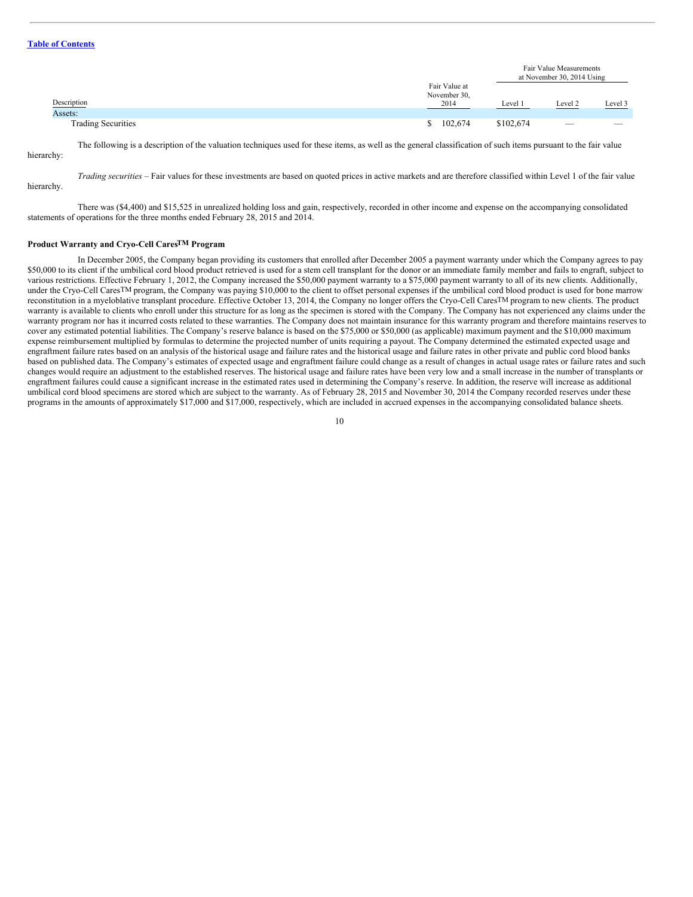Table of Contents

| Description | Fair Value at November 30, 2014 | Fair Value Measurements at November 30, 2014 Using | | |
|---|---|---|---|---|
| | | Level 1 | Level 2 | Level 3 |
| Assets: | | | | |
| Trading Securities | $ 102,674 | $102,674 | — | — |

The following is a description of the valuation techniques used for these items, as well as the general classification of such items pursuant to the fair value hierarchy:

*Trading securities* – Fair values for these investments are based on quoted prices in active markets and are therefore classified within Level 1 of the fair value hierarchy.

There was ($4,400) and $15,525 in unrealized holding loss and gain, respectively, recorded in other income and expense on the accompanying consolidated statements of operations for the three months ended February 28, 2015 and 2014.

**Product Warranty and Cryo-Cell Cares™ Program**

In December 2005, the Company began providing its customers that enrolled after December 2005 a payment warranty under which the Company agrees to pay $50,000 to its client if the umbilical cord blood product retrieved is used for a stem cell transplant for the donor or an immediate family member and fails to engraft, subject to various restrictions. Effective February 1, 2012, the Company increased the $50,000 payment warranty to a $75,000 payment warranty to all of its new clients. Additionally, under the Cryo-Cell Cares™ program, the Company was paying $10,000 to the client to offset personal expenses if the umbilical cord blood product is used for bone marrow reconstitution in a myeloblative transplant procedure. Effective October 13, 2014, the Company no longer offers the Cryo-Cell Cares™ program to new clients. The product warranty is available to clients who enroll under this structure for as long as the specimen is stored with the Company. The Company has not experienced any claims under the warranty program nor has it incurred costs related to these warranties. The Company does not maintain insurance for this warranty program and therefore maintains reserves to cover any estimated potential liabilities. The Company's reserve balance is based on the $75,000 or $50,000 (as applicable) maximum payment and the $10,000 maximum expense reimbursement multiplied by formulas to determine the projected number of units requiring a payout. The Company determined the estimated expected usage and engraftment failure rates based on an analysis of the historical usage and failure rates and the historical usage and failure rates in other private and public cord blood banks based on published data. The Company's estimates of expected usage and engraftment failure could change as a result of changes in actual usage rates or failure rates and such changes would require an adjustment to the established reserves. The historical usage and failure rates have been very low and a small increase in the number of transplants or engraftment failures could cause a significant increase in the estimated rates used in determining the Company's reserve. In addition, the reserve will increase as additional umbilical cord blood specimens are stored which are subject to the warranty. As of February 28, 2015 and November 30, 2014 the Company recorded reserves under these programs in the amounts of approximately $17,000 and $17,000, respectively, which are included in accrued expenses in the accompanying consolidated balance sheets.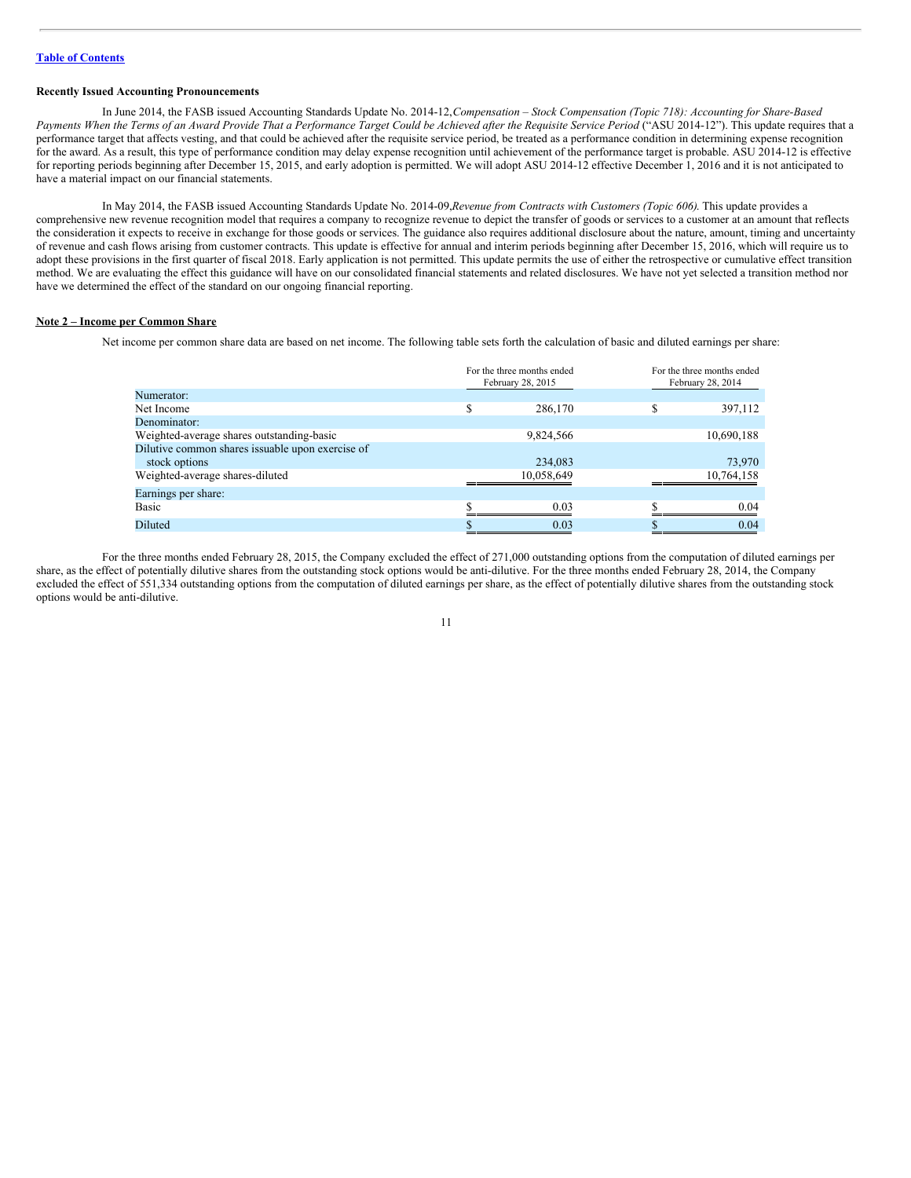[Table of Contents](#)

**Recently Issued Accounting Pronouncements**

In June 2014, the FASB issued Accounting Standards Update No. 2014-12, *Compensation – Stock Compensation (Topic 718): Accounting for Share-Based Payments When the Terms of an Award Provide That a Performance Target Could be Achieved after the Requisite Service Period* ("ASU 2014-12"). This update requires that a performance target that affects vesting, and that could be achieved after the requisite service period, be treated as a performance condition in determining expense recognition for the award. As a result, this type of performance condition may delay expense recognition until achievement of the performance target is probable. ASU 2014-12 is effective for reporting periods beginning after December 15, 2015, and early adoption is permitted. We will adopt ASU 2014-12 effective December 1, 2016 and it is not anticipated to have a material impact on our financial statements.

In May 2014, the FASB issued Accounting Standards Update No. 2014-09, *Revenue from Contracts with Customers (Topic 606).* This update provides a comprehensive new revenue recognition model that requires a company to recognize revenue to depict the transfer of goods or services to a customer at an amount that reflects the consideration it expects to receive in exchange for those goods or services. The guidance also requires additional disclosure about the nature, amount, timing and uncertainty of revenue and cash flows arising from customer contracts. This update is effective for annual and interim periods beginning after December 15, 2016, which will require us to adopt these provisions in the first quarter of fiscal 2018. Early application is not permitted. This update permits the use of either the retrospective or cumulative effect transition method. We are evaluating the effect this guidance will have on our consolidated financial statements and related disclosures. We have not yet selected a transition method nor have we determined the effect of the standard on our ongoing financial reporting.

**Note 2 – Income per Common Share**

Net income per common share data are based on net income. The following table sets forth the calculation of basic and diluted earnings per share:

| | For the three months ended February 28, 2015 | For the three months ended February 28, 2014 |
|---|---|---|
| Numerator: | | |
| Net Income | $ 286,170 | $ 397,112 |
| Denominator: | | |
| Weighted-average shares outstanding-basic | 9,824,566 | 10,690,188 |
| Dilutive common shares issuable upon exercise of stock options | 234,083 | 73,970 |
| Weighted-average shares-diluted | 10,058,649 | 10,764,158 |
| Earnings per share: | | |
| Basic | $ 0.03 | $ 0.04 |
| Diluted | $ 0.03 | $ 0.04 |

For the three months ended February 28, 2015, the Company excluded the effect of 271,000 outstanding options from the computation of diluted earnings per share, as the effect of potentially dilutive shares from the outstanding stock options would be anti-dilutive. For the three months ended February 28, 2014, the Company excluded the effect of 551,334 outstanding options from the computation of diluted earnings per share, as the effect of potentially dilutive shares from the outstanding stock options would be anti-dilutive.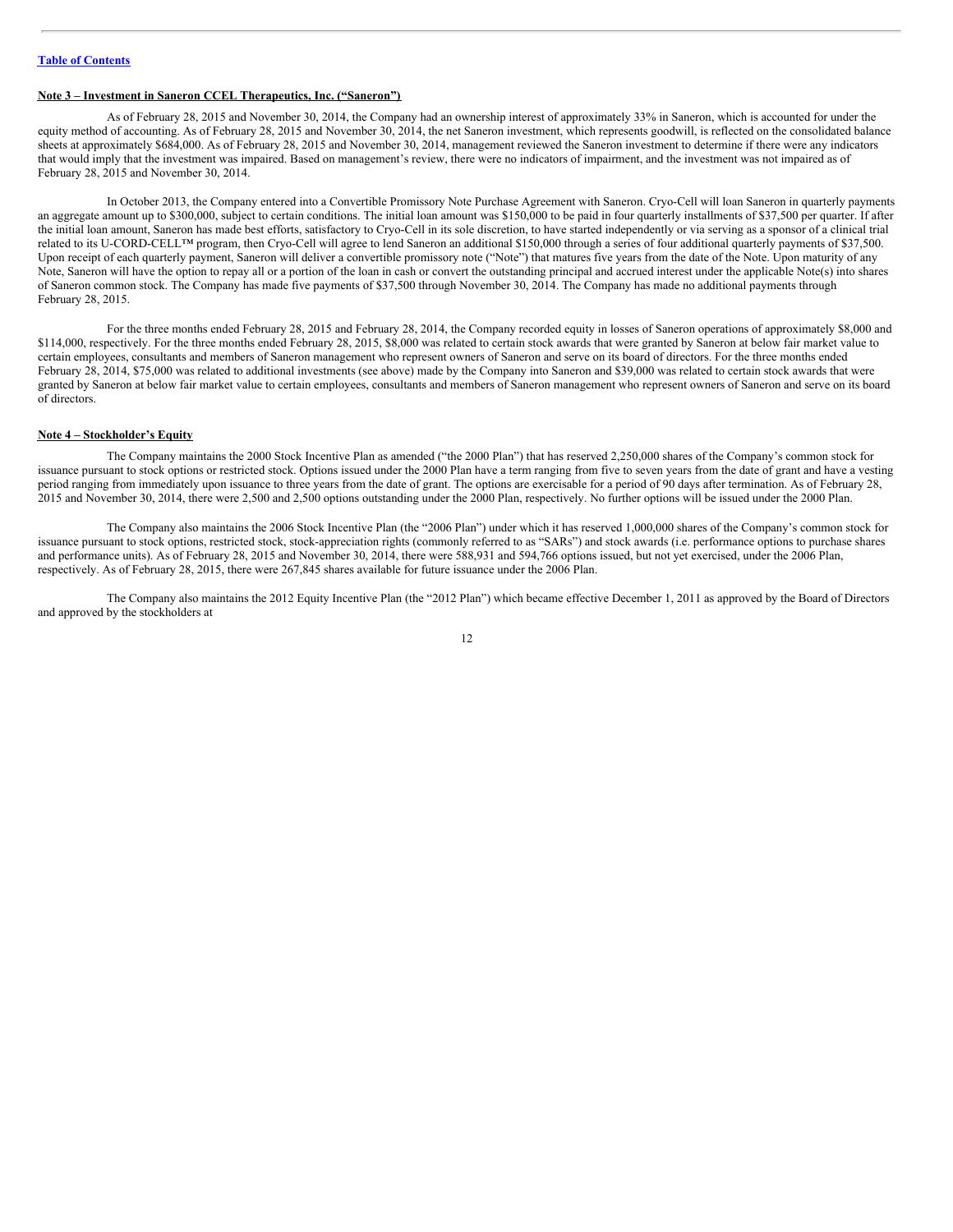[Table of Contents](#)

**Note 3 – Investment in Saneron CCEL Therapeutics, Inc. ("Saneron")**

As of February 28, 2015 and November 30, 2014, the Company had an ownership interest of approximately 33% in Saneron, which is accounted for under the equity method of accounting. As of February 28, 2015 and November 30, 2014, the net Saneron investment, which represents goodwill, is reflected on the consolidated balance sheets at approximately $684,000. As of February 28, 2015 and November 30, 2014, management reviewed the Saneron investment to determine if there were any indicators that would imply that the investment was impaired. Based on management's review, there were no indicators of impairment, and the investment was not impaired as of February 28, 2015 and November 30, 2014.

In October 2013, the Company entered into a Convertible Promissory Note Purchase Agreement with Saneron. Cryo-Cell will loan Saneron in quarterly payments an aggregate amount up to $300,000, subject to certain conditions. The initial loan amount was $150,000 to be paid in four quarterly installments of $37,500 per quarter. If after the initial loan amount, Saneron has made best efforts, satisfactory to Cryo-Cell in its sole discretion, to have started independently or via serving as a sponsor of a clinical trial related to its U-CORD-CELL™ program, then Cryo-Cell will agree to lend Saneron an additional $150,000 through a series of four additional quarterly payments of $37,500. Upon receipt of each quarterly payment, Saneron will deliver a convertible promissory note ("Note") that matures five years from the date of the Note. Upon maturity of any Note, Saneron will have the option to repay all or a portion of the loan in cash or convert the outstanding principal and accrued interest under the applicable Note(s) into shares of Saneron common stock. The Company has made five payments of $37,500 through November 30, 2014. The Company has made no additional payments through February 28, 2015.

For the three months ended February 28, 2015 and February 28, 2014, the Company recorded equity in losses of Saneron operations of approximately $8,000 and $114,000, respectively. For the three months ended February 28, 2015, $8,000 was related to certain stock awards that were granted by Saneron at below fair market value to certain employees, consultants and members of Saneron management who represent owners of Saneron and serve on its board of directors. For the three months ended February 28, 2014, $75,000 was related to additional investments (see above) made by the Company into Saneron and $39,000 was related to certain stock awards that were granted by Saneron at below fair market value to certain employees, consultants and members of Saneron management who represent owners of Saneron and serve on its board of directors.

**Note 4 – Stockholder's Equity**

The Company maintains the 2000 Stock Incentive Plan as amended ("the 2000 Plan") that has reserved 2,250,000 shares of the Company's common stock for issuance pursuant to stock options or restricted stock. Options issued under the 2000 Plan have a term ranging from five to seven years from the date of grant and have a vesting period ranging from immediately upon issuance to three years from the date of grant. The options are exercisable for a period of 90 days after termination. As of February 28, 2015 and November 30, 2014, there were 2,500 and 2,500 options outstanding under the 2000 Plan, respectively. No further options will be issued under the 2000 Plan.

The Company also maintains the 2006 Stock Incentive Plan (the "2006 Plan") under which it has reserved 1,000,000 shares of the Company's common stock for issuance pursuant to stock options, restricted stock, stock-appreciation rights (commonly referred to as "SARs") and stock awards (i.e. performance options to purchase shares and performance units). As of February 28, 2015 and November 30, 2014, there were 588,931 and 594,766 options issued, but not yet exercised, under the 2006 Plan, respectively. As of February 28, 2015, there were 267,845 shares available for future issuance under the 2006 Plan.

The Company also maintains the 2012 Equity Incentive Plan (the "2012 Plan") which became effective December 1, 2011 as approved by the Board of Directors and approved by the stockholders at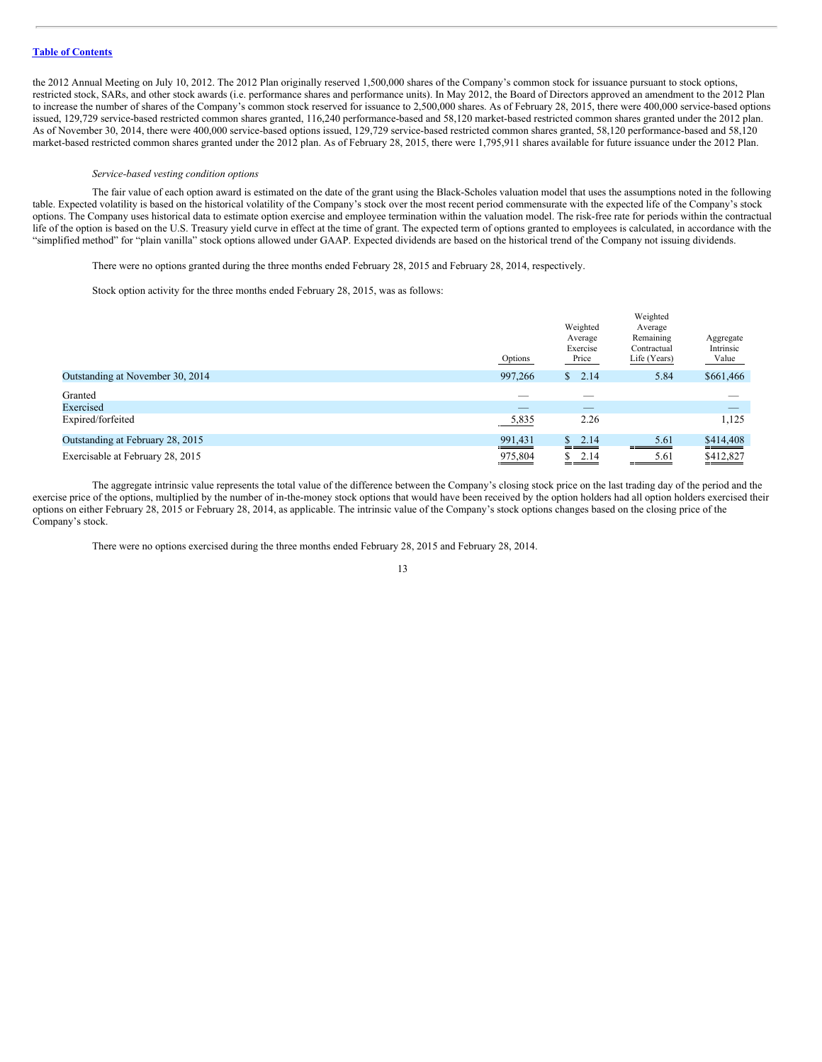the 2012 Annual Meeting on July 10, 2012. The 2012 Plan originally reserved 1,500,000 shares of the Company's common stock for issuance pursuant to stock options, restricted stock, SARs, and other stock awards (i.e. performance shares and performance units). In May 2012, the Board of Directors approved an amendment to the 2012 Plan to increase the number of shares of the Company's common stock reserved for issuance to 2,500,000 shares. As of February 28, 2015, there were 400,000 service-based options issued, 129,729 service-based restricted common shares granted, 116,240 performance-based and 58,120 market-based restricted common shares granted under the 2012 plan. As of November 30, 2014, there were 400,000 service-based options issued, 129,729 service-based restricted common shares granted, 58,120 performance-based and 58,120 market-based restricted common shares granted under the 2012 plan. As of February 28, 2015, there were 1,795,911 shares available for future issuance under the 2012 Plan.

*Service-based vesting condition options*

The fair value of each option award is estimated on the date of the grant using the Black-Scholes valuation model that uses the assumptions noted in the following table. Expected volatility is based on the historical volatility of the Company's stock over the most recent period commensurate with the expected life of the Company's stock options. The Company uses historical data to estimate option exercise and employee termination within the valuation model. The risk-free rate for periods within the contractual life of the option is based on the U.S. Treasury yield curve in effect at the time of grant. The expected term of options granted to employees is calculated, in accordance with the "simplified method" for "plain vanilla" stock options allowed under GAAP. Expected dividends are based on the historical trend of the Company not issuing dividends.

There were no options granted during the three months ended February 28, 2015 and February 28, 2014, respectively.

Stock option activity for the three months ended February 28, 2015, was as follows:

| | Options | Weighted Average Exercise Price | Weighted Average Remaining Contractual Life (Years) | Aggregate Intrinsic Value |
|---|---|---|---|---|
| Outstanding at November 30, 2014 | 997,266 | $ 2.14 | 5.84 | $661,466 |
| Granted | — | — | | — |
| Exercised | — | — | | — |
| Expired/forfeited | 5,835 | 2.26 | | 1,125 |
| Outstanding at February 28, 2015 | 991,431 | $ 2.14 | 5.61 | $414,408 |
| Exercisable at February 28, 2015 | 975,804 | $ 2.14 | 5.61 | $412,827 |

The aggregate intrinsic value represents the total value of the difference between the Company's closing stock price on the last trading day of the period and the exercise price of the options, multiplied by the number of in-the-money stock options that would have been received by the option holders had all option holders exercised their options on either February 28, 2015 or February 28, 2014, as applicable. The intrinsic value of the Company's stock options changes based on the closing price of the Company's stock.

There were no options exercised during the three months ended February 28, 2015 and February 28, 2014.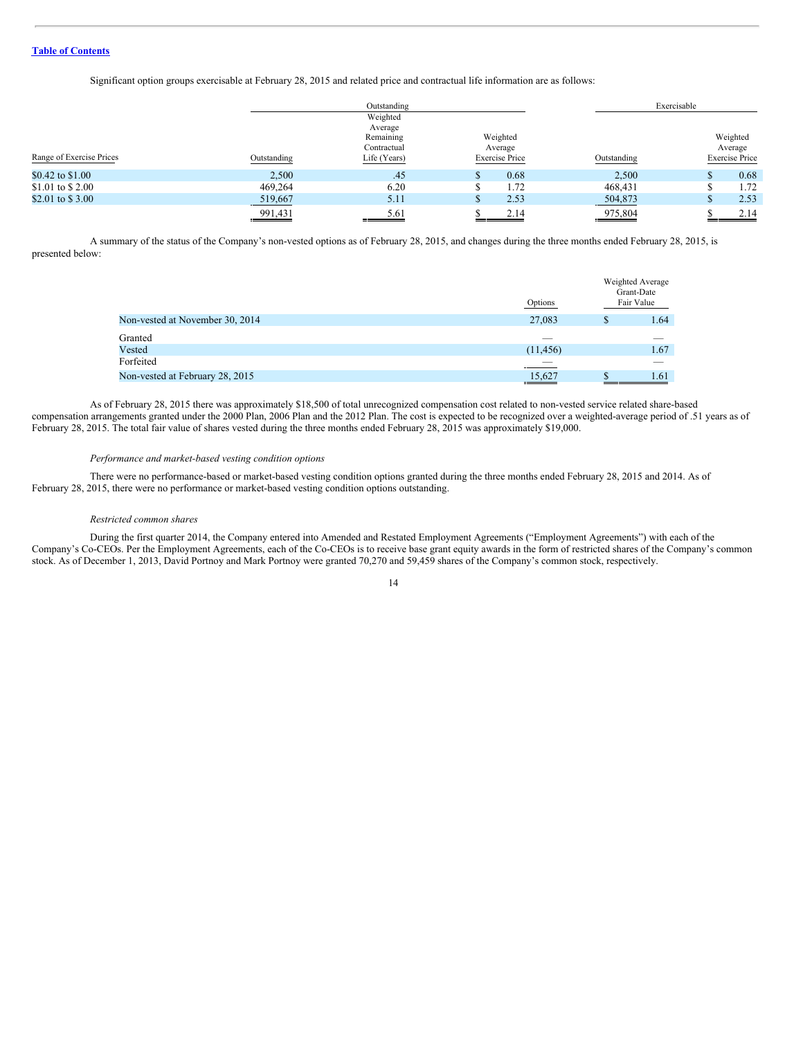Significant option groups exercisable at February 28, 2015 and related price and contractual life information are as follows:

| | Outstanding | | | Exercisable | |
|---|---|---|---|---|---|
| Range of Exercise Prices | Outstanding | Weighted Average Remaining Contractual Life (Years) | Weighted Average Exercise Price | Outstanding | Weighted Average Exercise Price |
| $0.42 to $1.00 | 2,500 | .45 | $ 0.68 | 2,500 | $ 0.68 |
| $1.01 to $ 2.00 | 469,264 | 6.20 | $ 1.72 | 468,431 | $ 1.72 |
| $2.01 to $ 3.00 | 519,667 | 5.11 | $ 2.53 | 504,873 | $ 2.53 |
| | 991,431 | 5.61 | $ 2.14 | 975,804 | $ 2.14 |

A summary of the status of the Company's non-vested options as of February 28, 2015, and changes during the three months ended February 28, 2015, is presented below:

| | Options | Weighted Average Grant-Date Fair Value |
|---|---|---|
| Non-vested at November 30, 2014 | 27,083 | $ 1.64 |
| Granted | — | — |
| Vested | (11,456) | 1.67 |
| Forfeited | — | — |
| Non-vested at February 28, 2015 | 15,627 | $ 1.61 |

As of February 28, 2015 there was approximately $18,500 of total unrecognized compensation cost related to non-vested service related share-based compensation arrangements granted under the 2000 Plan, 2006 Plan and the 2012 Plan. The cost is expected to be recognized over a weighted-average period of .51 years as of February 28, 2015. The total fair value of shares vested during the three months ended February 28, 2015 was approximately $19,000.

*Performance and market-based vesting condition options*

There were no performance-based or market-based vesting condition options granted during the three months ended February 28, 2015 and 2014. As of February 28, 2015, there were no performance or market-based vesting condition options outstanding.

*Restricted common shares*

During the first quarter 2014, the Company entered into Amended and Restated Employment Agreements ("Employment Agreements") with each of the Company's Co-CEOs. Per the Employment Agreements, each of the Co-CEOs is to receive base grant equity awards in the form of restricted shares of the Company's common stock. As of December 1, 2013, David Portnoy and Mark Portnoy were granted 70,270 and 59,459 shares of the Company's common stock, respectively.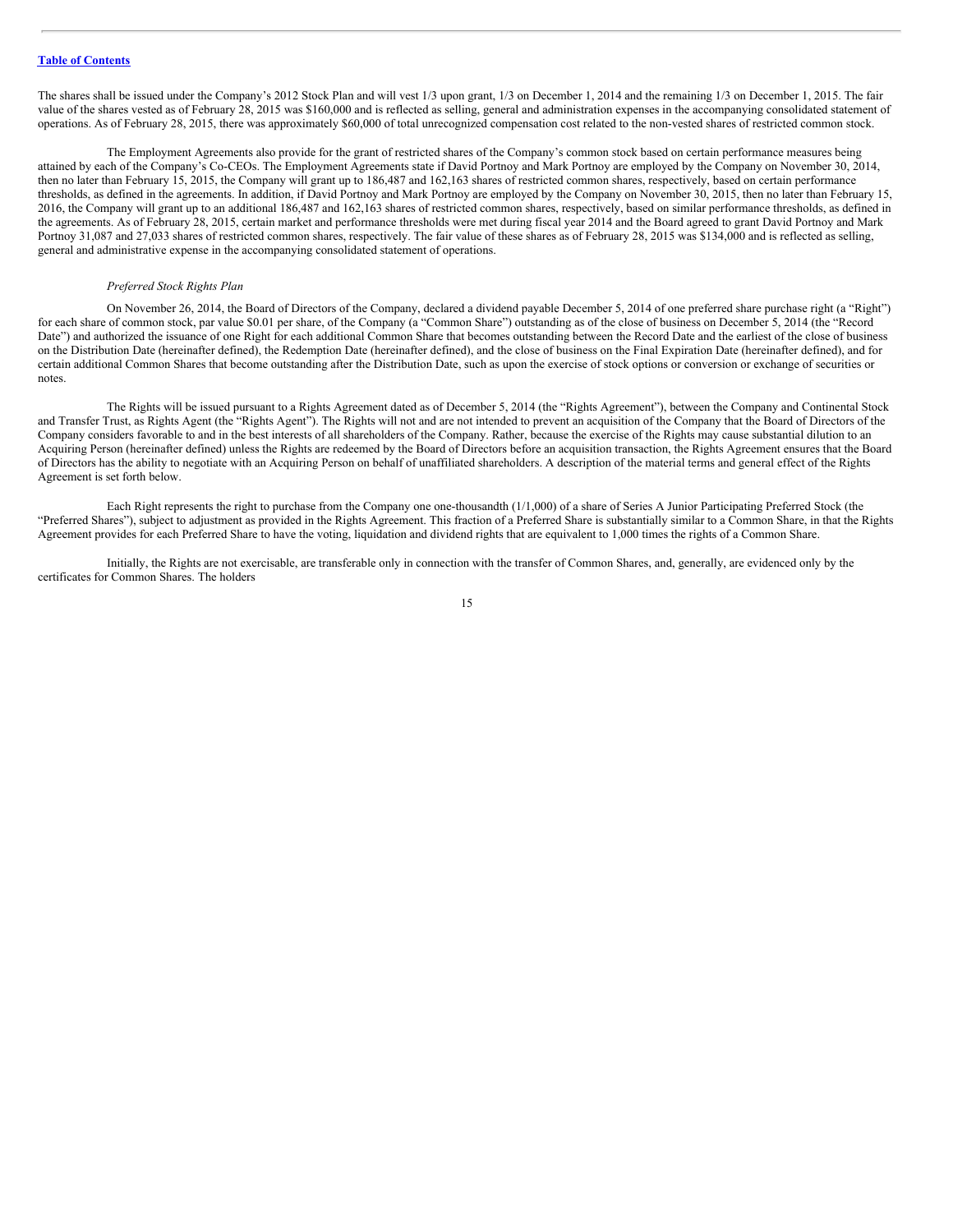The shares shall be issued under the Company's 2012 Stock Plan and will vest 1/3 upon grant, 1/3 on December 1, 2014 and the remaining 1/3 on December 1, 2015. The fair value of the shares vested as of February 28, 2015 was $160,000 and is reflected as selling, general and administration expenses in the accompanying consolidated statement of operations. As of February 28, 2015, there was approximately $60,000 of total unrecognized compensation cost related to the non-vested shares of restricted common stock.

The Employment Agreements also provide for the grant of restricted shares of the Company's common stock based on certain performance measures being attained by each of the Company's Co-CEOs. The Employment Agreements state if David Portnoy and Mark Portnoy are employed by the Company on November 30, 2014, then no later than February 15, 2015, the Company will grant up to 186,487 and 162,163 shares of restricted common shares, respectively, based on certain performance thresholds, as defined in the agreements. In addition, if David Portnoy and Mark Portnoy are employed by the Company on November 30, 2015, then no later than February 15, 2016, the Company will grant up to an additional 186,487 and 162,163 shares of restricted common shares, respectively, based on similar performance thresholds, as defined in the agreements. As of February 28, 2015, certain market and performance thresholds were met during fiscal year 2014 and the Board agreed to grant David Portnoy and Mark Portnoy 31,087 and 27,033 shares of restricted common shares, respectively. The fair value of these shares as of February 28, 2015 was $134,000 and is reflected as selling, general and administrative expense in the accompanying consolidated statement of operations.

*Preferred Stock Rights Plan*

On November 26, 2014, the Board of Directors of the Company, declared a dividend payable December 5, 2014 of one preferred share purchase right (a "Right") for each share of common stock, par value $0.01 per share, of the Company (a "Common Share") outstanding as of the close of business on December 5, 2014 (the "Record Date") and authorized the issuance of one Right for each additional Common Share that becomes outstanding between the Record Date and the earliest of the close of business on the Distribution Date (hereinafter defined), the Redemption Date (hereinafter defined), and the close of business on the Final Expiration Date (hereinafter defined), and for certain additional Common Shares that become outstanding after the Distribution Date, such as upon the exercise of stock options or conversion or exchange of securities or notes.

The Rights will be issued pursuant to a Rights Agreement dated as of December 5, 2014 (the "Rights Agreement"), between the Company and Continental Stock and Transfer Trust, as Rights Agent (the "Rights Agent"). The Rights will not and are not intended to prevent an acquisition of the Company that the Board of Directors of the Company considers favorable to and in the best interests of all shareholders of the Company. Rather, because the exercise of the Rights may cause substantial dilution to an Acquiring Person (hereinafter defined) unless the Rights are redeemed by the Board of Directors before an acquisition transaction, the Rights Agreement ensures that the Board of Directors has the ability to negotiate with an Acquiring Person on behalf of unaffiliated shareholders. A description of the material terms and general effect of the Rights Agreement is set forth below.

Each Right represents the right to purchase from the Company one one-thousandth (1/1,000) of a share of Series A Junior Participating Preferred Stock (the "Preferred Shares"), subject to adjustment as provided in the Rights Agreement. This fraction of a Preferred Share is substantially similar to a Common Share, in that the Rights Agreement provides for each Preferred Share to have the voting, liquidation and dividend rights that are equivalent to 1,000 times the rights of a Common Share.

Initially, the Rights are not exercisable, are transferable only in connection with the transfer of Common Shares, and, generally, are evidenced only by the certificates for Common Shares. The holders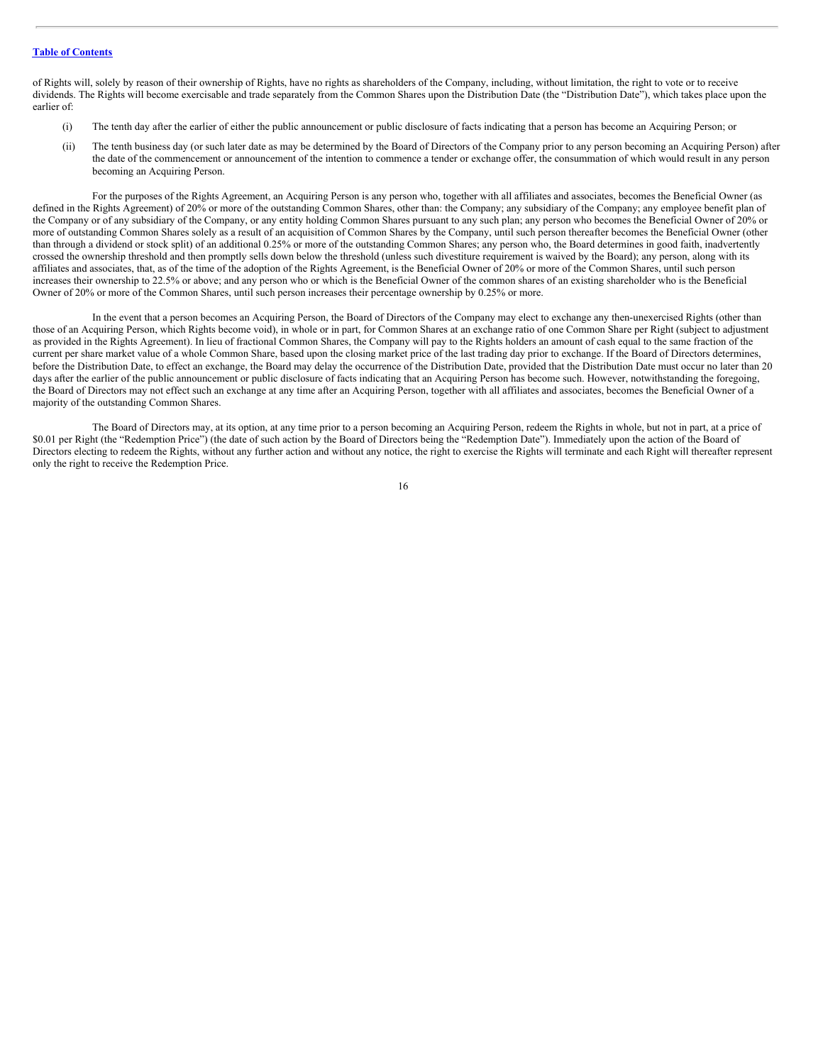of Rights will, solely by reason of their ownership of Rights, have no rights as shareholders of the Company, including, without limitation, the right to vote or to receive dividends. The Rights will become exercisable and trade separately from the Common Shares upon the Distribution Date (the "Distribution Date"), which takes place upon the earlier of:

(i) The tenth day after the earlier of either the public announcement or public disclosure of facts indicating that a person has become an Acquiring Person; or

(ii) The tenth business day (or such later date as may be determined by the Board of Directors of the Company prior to any person becoming an Acquiring Person) after the date of the commencement or announcement of the intention to commence a tender or exchange offer, the consummation of which would result in any person becoming an Acquiring Person.

For the purposes of the Rights Agreement, an Acquiring Person is any person who, together with all affiliates and associates, becomes the Beneficial Owner (as defined in the Rights Agreement) of 20% or more of the outstanding Common Shares, other than: the Company; any subsidiary of the Company; any employee benefit plan of the Company or of any subsidiary of the Company, or any entity holding Common Shares pursuant to any such plan; any person who becomes the Beneficial Owner of 20% or more of outstanding Common Shares solely as a result of an acquisition of Common Shares by the Company, until such person thereafter becomes the Beneficial Owner (other than through a dividend or stock split) of an additional 0.25% or more of the outstanding Common Shares; any person who, the Board determines in good faith, inadvertently crossed the ownership threshold and then promptly sells down below the threshold (unless such divestiture requirement is waived by the Board); any person, along with its affiliates and associates, that, as of the time of the adoption of the Rights Agreement, is the Beneficial Owner of 20% or more of the Common Shares, until such person increases their ownership to 22.5% or above; and any person who or which is the Beneficial Owner of the common shares of an existing shareholder who is the Beneficial Owner of 20% or more of the Common Shares, until such person increases their percentage ownership by 0.25% or more.

In the event that a person becomes an Acquiring Person, the Board of Directors of the Company may elect to exchange any then-unexercised Rights (other than those of an Acquiring Person, which Rights become void), in whole or in part, for Common Shares at an exchange ratio of one Common Share per Right (subject to adjustment as provided in the Rights Agreement). In lieu of fractional Common Shares, the Company will pay to the Rights holders an amount of cash equal to the same fraction of the current per share market value of a whole Common Share, based upon the closing market price of the last trading day prior to exchange. If the Board of Directors determines, before the Distribution Date, to effect an exchange, the Board may delay the occurrence of the Distribution Date, provided that the Distribution Date must occur no later than 20 days after the earlier of the public announcement or public disclosure of facts indicating that an Acquiring Person has become such. However, notwithstanding the foregoing, the Board of Directors may not effect such an exchange at any time after an Acquiring Person, together with all affiliates and associates, becomes the Beneficial Owner of a majority of the outstanding Common Shares.

The Board of Directors may, at its option, at any time prior to a person becoming an Acquiring Person, redeem the Rights in whole, but not in part, at a price of $0.01 per Right (the "Redemption Price") (the date of such action by the Board of Directors being the "Redemption Date"). Immediately upon the action of the Board of Directors electing to redeem the Rights, without any further action and without any notice, the right to exercise the Rights will terminate and each Right will thereafter represent only the right to receive the Redemption Price.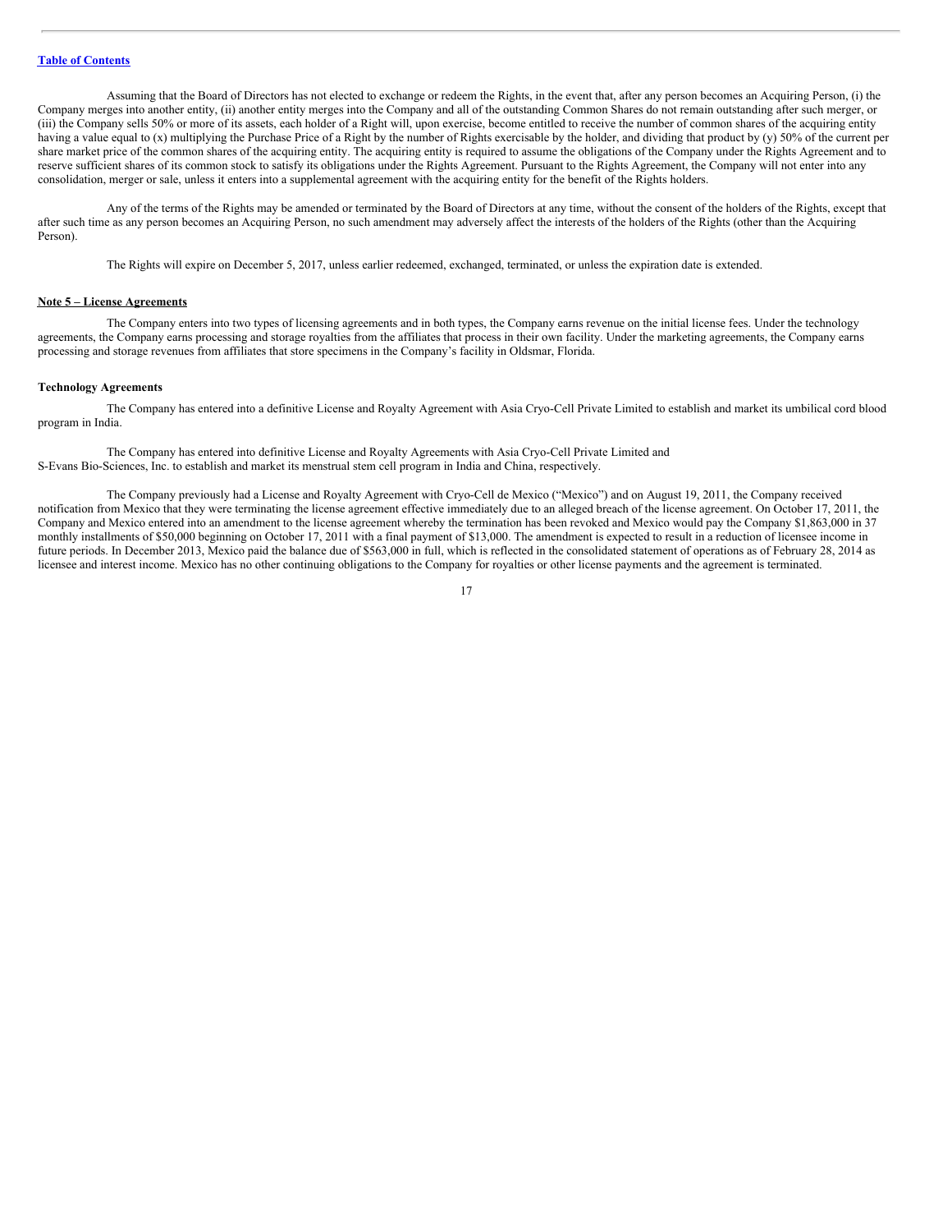Assuming that the Board of Directors has not elected to exchange or redeem the Rights, in the event that, after any person becomes an Acquiring Person, (i) the Company merges into another entity, (ii) another entity merges into the Company and all of the outstanding Common Shares do not remain outstanding after such merger, or (iii) the Company sells 50% or more of its assets, each holder of a Right will, upon exercise, become entitled to receive the number of common shares of the acquiring entity having a value equal to (x) multiplying the Purchase Price of a Right by the number of Rights exercisable by the holder, and dividing that product by (y) 50% of the current per share market price of the common shares of the acquiring entity. The acquiring entity is required to assume the obligations of the Company under the Rights Agreement and to reserve sufficient shares of its common stock to satisfy its obligations under the Rights Agreement. Pursuant to the Rights Agreement, the Company will not enter into any consolidation, merger or sale, unless it enters into a supplemental agreement with the acquiring entity for the benefit of the Rights holders.

Any of the terms of the Rights may be amended or terminated by the Board of Directors at any time, without the consent of the holders of the Rights, except that after such time as any person becomes an Acquiring Person, no such amendment may adversely affect the interests of the holders of the Rights (other than the Acquiring Person).

The Rights will expire on December 5, 2017, unless earlier redeemed, exchanged, terminated, or unless the expiration date is extended.

## Note 5 – License Agreements

The Company enters into two types of licensing agreements and in both types, the Company earns revenue on the initial license fees. Under the technology agreements, the Company earns processing and storage royalties from the affiliates that process in their own facility. Under the marketing agreements, the Company earns processing and storage revenues from affiliates that store specimens in the Company's facility in Oldsmar, Florida.

### Technology Agreements

The Company has entered into a definitive License and Royalty Agreement with Asia Cryo-Cell Private Limited to establish and market its umbilical cord blood program in India.

The Company has entered into definitive License and Royalty Agreements with Asia Cryo-Cell Private Limited and S-Evans Bio-Sciences, Inc. to establish and market its menstrual stem cell program in India and China, respectively.

The Company previously had a License and Royalty Agreement with Cryo-Cell de Mexico ("Mexico") and on August 19, 2011, the Company received notification from Mexico that they were terminating the license agreement effective immediately due to an alleged breach of the license agreement. On October 17, 2011, the Company and Mexico entered into an amendment to the license agreement whereby the termination has been revoked and Mexico would pay the Company $1,863,000 in 37 monthly installments of $50,000 beginning on October 17, 2011 with a final payment of $13,000. The amendment is expected to result in a reduction of licensee income in future periods. In December 2013, Mexico paid the balance due of $563,000 in full, which is reflected in the consolidated statement of operations as of February 28, 2014 as licensee and interest income. Mexico has no other continuing obligations to the Company for royalties or other license payments and the agreement is terminated.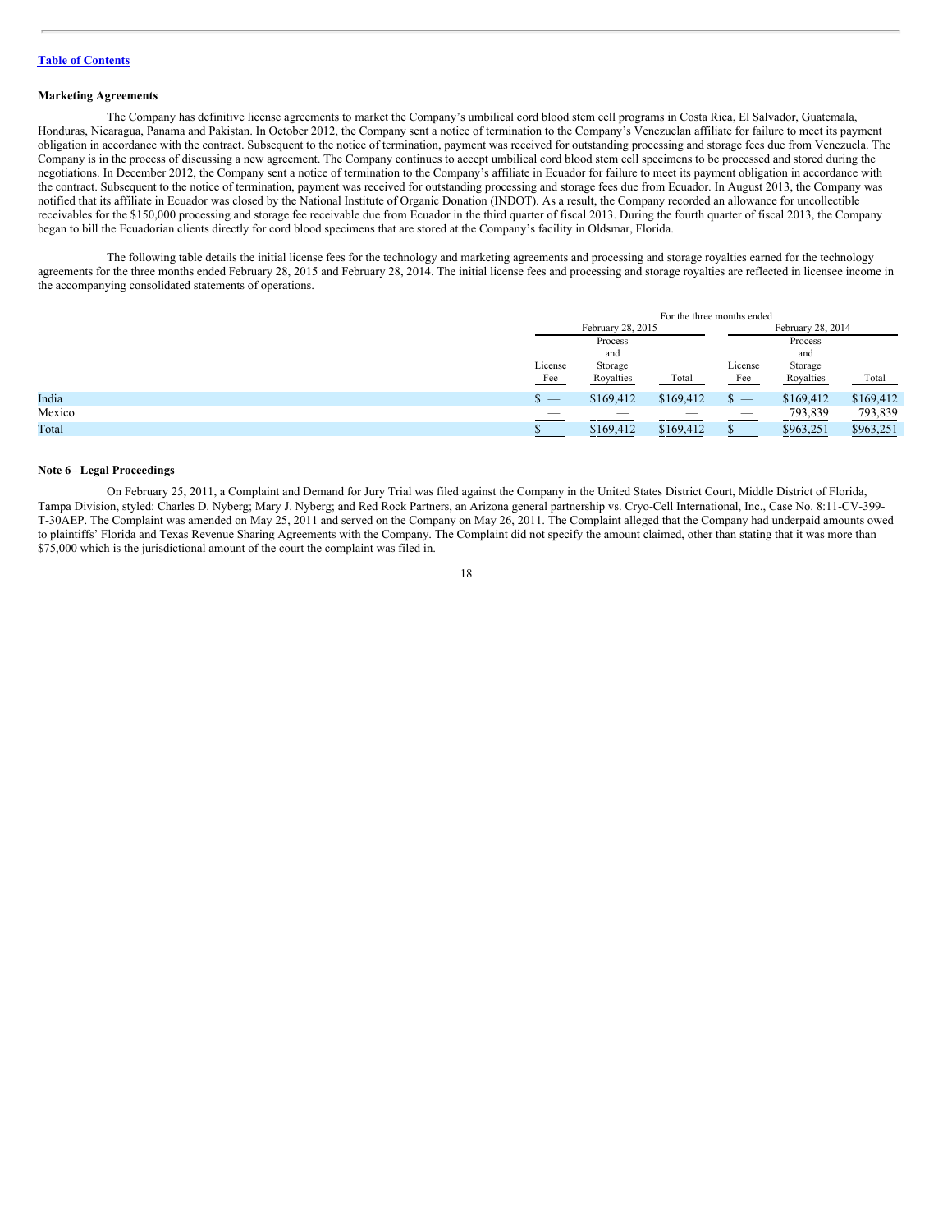[Table of Contents](#)

**Marketing Agreements**

The Company has definitive license agreements to market the Company's umbilical cord blood stem cell programs in Costa Rica, El Salvador, Guatemala, Honduras, Nicaragua, Panama and Pakistan. In October 2012, the Company sent a notice of termination to the Company's Venezuelan affiliate for failure to meet its payment obligation in accordance with the contract. Subsequent to the notice of termination, payment was received for outstanding processing and storage fees due from Venezuela. The Company is in the process of discussing a new agreement. The Company continues to accept umbilical cord blood stem cell specimens to be processed and stored during the negotiations. In December 2012, the Company sent a notice of termination to the Company's affiliate in Ecuador for failure to meet its payment obligation in accordance with the contract. Subsequent to the notice of termination, payment was received for outstanding processing and storage fees due from Ecuador. In August 2013, the Company was notified that its affiliate in Ecuador was closed by the National Institute of Organic Donation (INDOT). As a result, the Company recorded an allowance for uncollectible receivables for the $150,000 processing and storage fee receivable due from Ecuador in the third quarter of fiscal 2013. During the fourth quarter of fiscal 2013, the Company began to bill the Ecuadorian clients directly for cord blood specimens that are stored at the Company's facility in Oldsmar, Florida.

The following table details the initial license fees for the technology and marketing agreements and processing and storage royalties earned for the technology agreements for the three months ended February 28, 2015 and February 28, 2014. The initial license fees and processing and storage royalties are reflected in licensee income in the accompanying consolidated statements of operations.

| | For the three months ended | | | | | |
|---|---|---|---|---|---|---|
| | February 28, 2015 | | | February 28, 2014 | | |
| | License Fee | Process and Storage Royalties | Total | License Fee | Process and Storage Royalties | Total |
| India | $ — | $169,412 | $169,412 | $ — | $169,412 | $169,412 |
| Mexico | — | — | — | — | 793,839 | 793,839 |
| Total | $ — | $169,412 | $169,412 | $ — | $963,251 | $963,251 |

**Note 6– Legal Proceedings**

On February 25, 2011, a Complaint and Demand for Jury Trial was filed against the Company in the United States District Court, Middle District of Florida, Tampa Division, styled: Charles D. Nyberg; Mary J. Nyberg; and Red Rock Partners, an Arizona general partnership vs. Cryo-Cell International, Inc., Case No. 8:11-CV-399-T-30AEP. The Complaint was amended on May 25, 2011 and served on the Company on May 26, 2011. The Complaint alleged that the Company had underpaid amounts owed to plaintiffs' Florida and Texas Revenue Sharing Agreements with the Company. The Complaint did not specify the amount claimed, other than stating that it was more than $75,000 which is the jurisdictional amount of the court the complaint was filed in.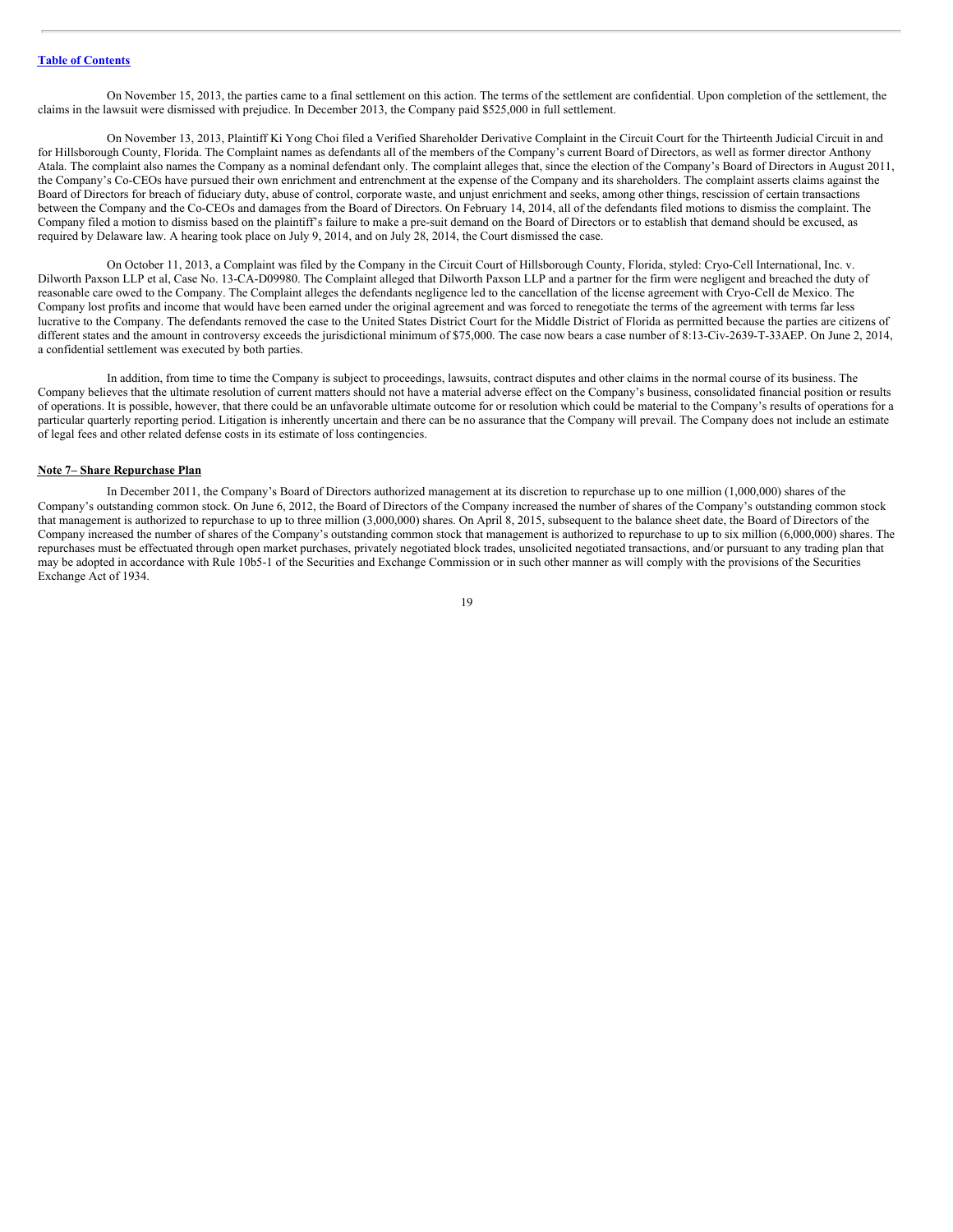On November 15, 2013, the parties came to a final settlement on this action. The terms of the settlement are confidential. Upon completion of the settlement, the claims in the lawsuit were dismissed with prejudice. In December 2013, the Company paid $525,000 in full settlement.

On November 13, 2013, Plaintiff Ki Yong Choi filed a Verified Shareholder Derivative Complaint in the Circuit Court for the Thirteenth Judicial Circuit in and for Hillsborough County, Florida. The Complaint names as defendants all of the members of the Company's current Board of Directors, as well as former director Anthony Atala. The complaint also names the Company as a nominal defendant only. The complaint alleges that, since the election of the Company's Board of Directors in August 2011, the Company's Co-CEOs have pursued their own enrichment and entrenchment at the expense of the Company and its shareholders. The complaint asserts claims against the Board of Directors for breach of fiduciary duty, abuse of control, corporate waste, and unjust enrichment and seeks, among other things, rescission of certain transactions between the Company and the Co-CEOs and damages from the Board of Directors. On February 14, 2014, all of the defendants filed motions to dismiss the complaint. The Company filed a motion to dismiss based on the plaintiff's failure to make a pre-suit demand on the Board of Directors or to establish that demand should be excused, as required by Delaware law. A hearing took place on July 9, 2014, and on July 28, 2014, the Court dismissed the case.

On October 11, 2013, a Complaint was filed by the Company in the Circuit Court of Hillsborough County, Florida, styled: Cryo-Cell International, Inc. v. Dilworth Paxson LLP et al, Case No. 13-CA-D09980. The Complaint alleged that Dilworth Paxson LLP and a partner for the firm were negligent and breached the duty of reasonable care owed to the Company. The Complaint alleges the defendants negligence led to the cancellation of the license agreement with Cryo-Cell de Mexico. The Company lost profits and income that would have been earned under the original agreement and was forced to renegotiate the terms of the agreement with terms far less lucrative to the Company. The defendants removed the case to the United States District Court for the Middle District of Florida as permitted because the parties are citizens of different states and the amount in controversy exceeds the jurisdictional minimum of $75,000. The case now bears a case number of 8:13-Civ-2639-T-33AEP. On June 2, 2014, a confidential settlement was executed by both parties.

In addition, from time to time the Company is subject to proceedings, lawsuits, contract disputes and other claims in the normal course of its business. The Company believes that the ultimate resolution of current matters should not have a material adverse effect on the Company's business, consolidated financial position or results of operations. It is possible, however, that there could be an unfavorable ultimate outcome for or resolution which could be material to the Company's results of operations for a particular quarterly reporting period. Litigation is inherently uncertain and there can be no assurance that the Company will prevail. The Company does not include an estimate of legal fees and other related defense costs in its estimate of loss contingencies.

**Note 7– Share Repurchase Plan**

In December 2011, the Company's Board of Directors authorized management at its discretion to repurchase up to one million (1,000,000) shares of the Company's outstanding common stock. On June 6, 2012, the Board of Directors of the Company increased the number of shares of the Company's outstanding common stock that management is authorized to repurchase to up to three million (3,000,000) shares. On April 8, 2015, subsequent to the balance sheet date, the Board of Directors of the Company increased the number of shares of the Company's outstanding common stock that management is authorized to repurchase to up to six million (6,000,000) shares. The repurchases must be effectuated through open market purchases, privately negotiated block trades, unsolicited negotiated transactions, and/or pursuant to any trading plan that may be adopted in accordance with Rule 10b5-1 of the Securities and Exchange Commission or in such other manner as will comply with the provisions of the Securities Exchange Act of 1934.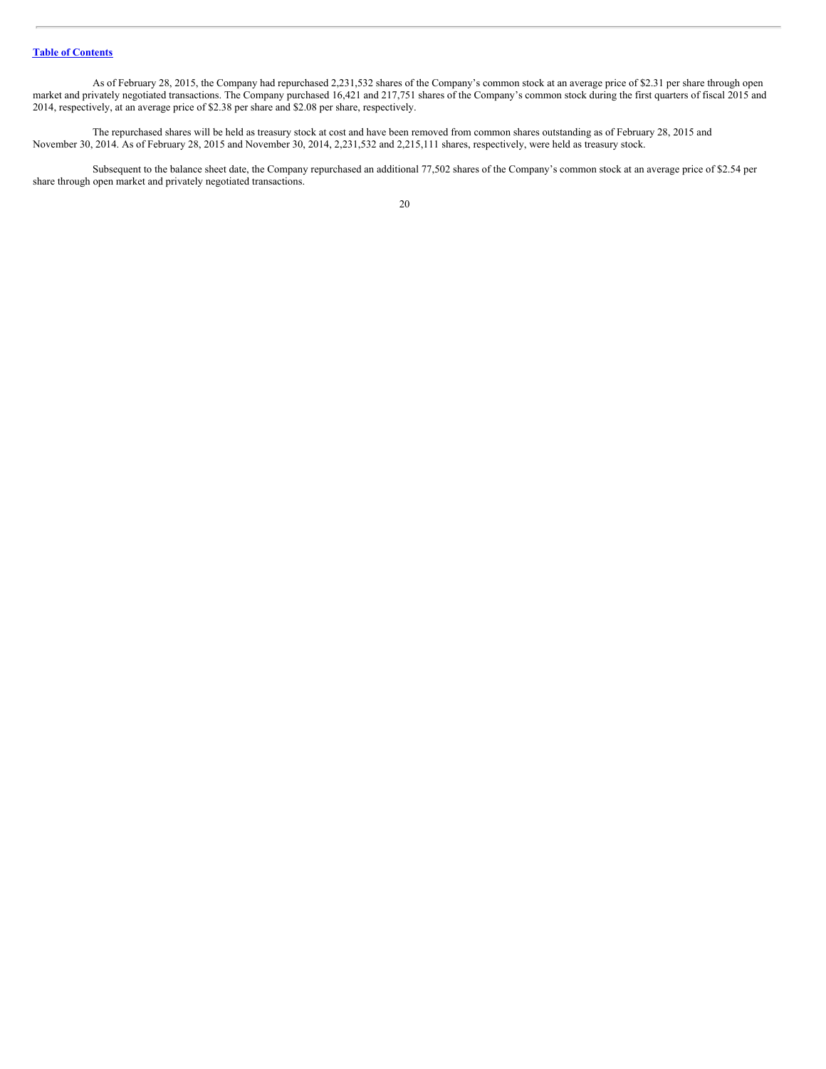As of February 28, 2015, the Company had repurchased 2,231,532 shares of the Company's common stock at an average price of $2.31 per share through open market and privately negotiated transactions. The Company purchased 16,421 and 217,751 shares of the Company's common stock during the first quarters of fiscal 2015 and 2014, respectively, at an average price of $2.38 per share and $2.08 per share, respectively.

The repurchased shares will be held as treasury stock at cost and have been removed from common shares outstanding as of February 28, 2015 and November 30, 2014. As of February 28, 2015 and November 30, 2014, 2,231,532 and 2,215,111 shares, respectively, were held as treasury stock.

Subsequent to the balance sheet date, the Company repurchased an additional 77,502 shares of the Company's common stock at an average price of $2.54 per share through open market and privately negotiated transactions.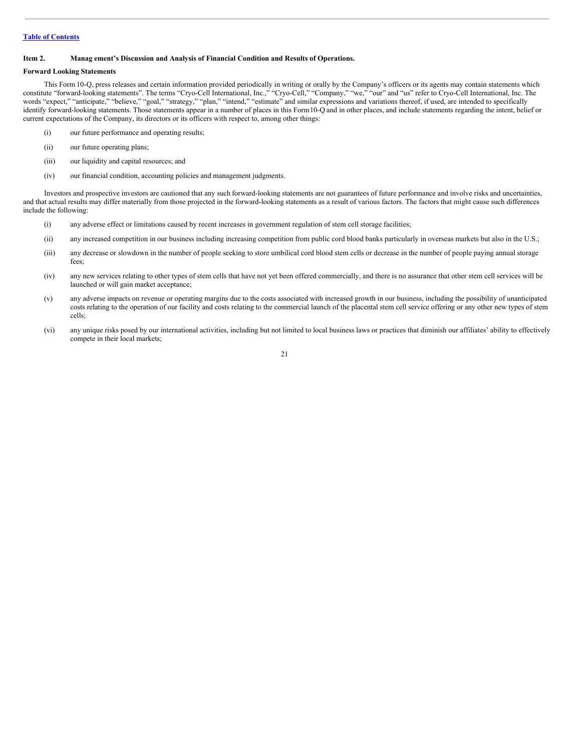## Item 2. Management's Discussion and Analysis of Financial Condition and Results of Operations.

### Forward Looking Statements

This Form 10-Q, press releases and certain information provided periodically in writing or orally by the Company's officers or its agents may contain statements which constitute "forward-looking statements". The terms "Cryo-Cell International, Inc.," "Cryo-Cell," "Company," "we," "our" and "us" refer to Cryo-Cell International, Inc. The words "expect," "anticipate," "believe," "goal," "strategy," "plan," "intend," "estimate" and similar expressions and variations thereof, if used, are intended to specifically identify forward-looking statements. Those statements appear in a number of places in this Form10-Q and in other places, and include statements regarding the intent, belief or current expectations of the Company, its directors or its officers with respect to, among other things:

(i) our future performance and operating results;

(ii) our future operating plans;

(iii) our liquidity and capital resources; and

(iv) our financial condition, accounting policies and management judgments.

Investors and prospective investors are cautioned that any such forward-looking statements are not guarantees of future performance and involve risks and uncertainties, and that actual results may differ materially from those projected in the forward-looking statements as a result of various factors. The factors that might cause such differences include the following:

(i) any adverse effect or limitations caused by recent increases in government regulation of stem cell storage facilities;

(ii) any increased competition in our business including increasing competition from public cord blood banks particularly in overseas markets but also in the U.S.;

(iii) any decrease or slowdown in the number of people seeking to store umbilical cord blood stem cells or decrease in the number of people paying annual storage fees;

(iv) any new services relating to other types of stem cells that have not yet been offered commercially, and there is no assurance that other stem cell services will be launched or will gain market acceptance;

(v) any adverse impacts on revenue or operating margins due to the costs associated with increased growth in our business, including the possibility of unanticipated costs relating to the operation of our facility and costs relating to the commercial launch of the placental stem cell service offering or any other new types of stem cells;

(vi) any unique risks posed by our international activities, including but not limited to local business laws or practices that diminish our affiliates' ability to effectively compete in their local markets;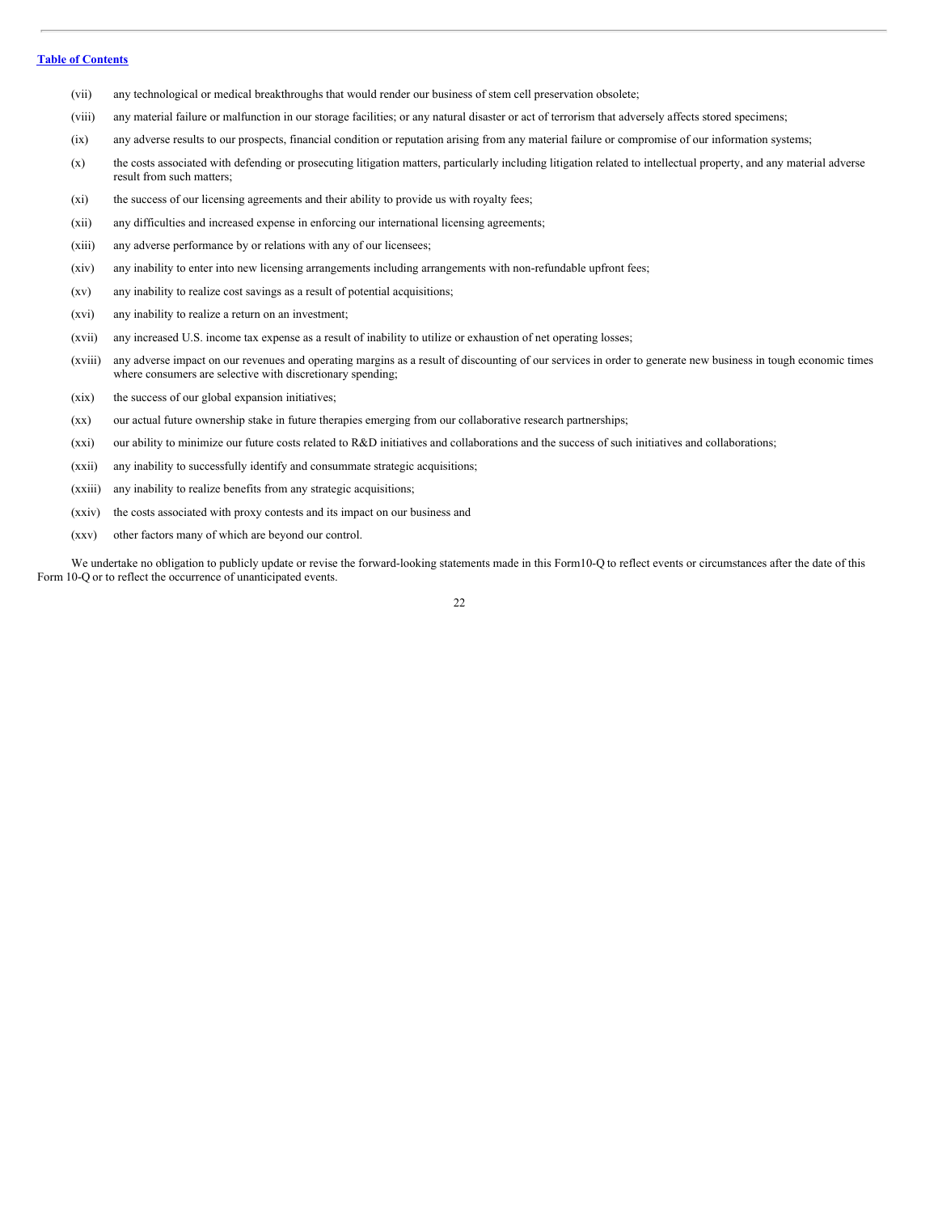(vii) any technological or medical breakthroughs that would render our business of stem cell preservation obsolete;

(viii) any material failure or malfunction in our storage facilities; or any natural disaster or act of terrorism that adversely affects stored specimens;

(ix) any adverse results to our prospects, financial condition or reputation arising from any material failure or compromise of our information systems;

(x) the costs associated with defending or prosecuting litigation matters, particularly including litigation related to intellectual property, and any material adverse result from such matters;

(xi) the success of our licensing agreements and their ability to provide us with royalty fees;

(xii) any difficulties and increased expense in enforcing our international licensing agreements;

(xiii) any adverse performance by or relations with any of our licensees;

(xiv) any inability to enter into new licensing arrangements including arrangements with non-refundable upfront fees;

(xv) any inability to realize cost savings as a result of potential acquisitions;

(xvi) any inability to realize a return on an investment;

(xvii) any increased U.S. income tax expense as a result of inability to utilize or exhaustion of net operating losses;

(xviii) any adverse impact on our revenues and operating margins as a result of discounting of our services in order to generate new business in tough economic times where consumers are selective with discretionary spending;

(xix) the success of our global expansion initiatives;

(xx) our actual future ownership stake in future therapies emerging from our collaborative research partnerships;

(xxi) our ability to minimize our future costs related to R&D initiatives and collaborations and the success of such initiatives and collaborations;

(xxii) any inability to successfully identify and consummate strategic acquisitions;

(xxiii) any inability to realize benefits from any strategic acquisitions;

(xxiv) the costs associated with proxy contests and its impact on our business and

(xxv) other factors many of which are beyond our control.

We undertake no obligation to publicly update or revise the forward-looking statements made in this Form10-Q to reflect events or circumstances after the date of this Form 10-Q or to reflect the occurrence of unanticipated events.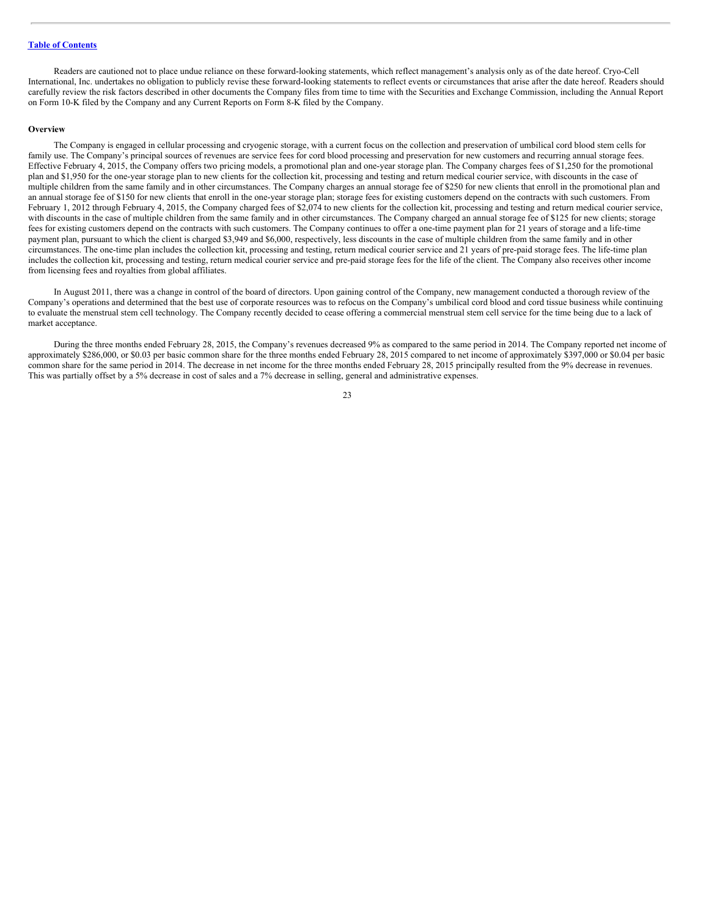Readers are cautioned not to place undue reliance on these forward-looking statements, which reflect management's analysis only as of the date hereof. Cryo-Cell International, Inc. undertakes no obligation to publicly revise these forward-looking statements to reflect events or circumstances that arise after the date hereof. Readers should carefully review the risk factors described in other documents the Company files from time to time with the Securities and Exchange Commission, including the Annual Report on Form 10-K filed by the Company and any Current Reports on Form 8-K filed by the Company.

**Overview**

The Company is engaged in cellular processing and cryogenic storage, with a current focus on the collection and preservation of umbilical cord blood stem cells for family use. The Company's principal sources of revenues are service fees for cord blood processing and preservation for new customers and recurring annual storage fees. Effective February 4, 2015, the Company offers two pricing models, a promotional plan and one-year storage plan. The Company charges fees of $1,250 for the promotional plan and $1,950 for the one-year storage plan to new clients for the collection kit, processing and testing and return medical courier service, with discounts in the case of multiple children from the same family and in other circumstances. The Company charges an annual storage fee of $250 for new clients that enroll in the promotional plan and an annual storage fee of $150 for new clients that enroll in the one-year storage plan; storage fees for existing customers depend on the contracts with such customers. From February 1, 2012 through February 4, 2015, the Company charged fees of $2,074 to new clients for the collection kit, processing and testing and return medical courier service, with discounts in the case of multiple children from the same family and in other circumstances. The Company charged an annual storage fee of $125 for new clients; storage fees for existing customers depend on the contracts with such customers. The Company continues to offer a one-time payment plan for 21 years of storage and a life-time payment plan, pursuant to which the client is charged $3,949 and $6,000, respectively, less discounts in the case of multiple children from the same family and in other circumstances. The one-time plan includes the collection kit, processing and testing, return medical courier service and 21 years of pre-paid storage fees. The life-time plan includes the collection kit, processing and testing, return medical courier service and pre-paid storage fees for the life of the client. The Company also receives other income from licensing fees and royalties from global affiliates.

In August 2011, there was a change in control of the board of directors. Upon gaining control of the Company, new management conducted a thorough review of the Company's operations and determined that the best use of corporate resources was to refocus on the Company's umbilical cord blood and cord tissue business while continuing to evaluate the menstrual stem cell technology. The Company recently decided to cease offering a commercial menstrual stem cell service for the time being due to a lack of market acceptance.

During the three months ended February 28, 2015, the Company's revenues decreased 9% as compared to the same period in 2014. The Company reported net income of approximately $286,000, or $0.03 per basic common share for the three months ended February 28, 2015 compared to net income of approximately $397,000 or $0.04 per basic common share for the same period in 2014. The decrease in net income for the three months ended February 28, 2015 principally resulted from the 9% decrease in revenues. This was partially offset by a 5% decrease in cost of sales and a 7% decrease in selling, general and administrative expenses.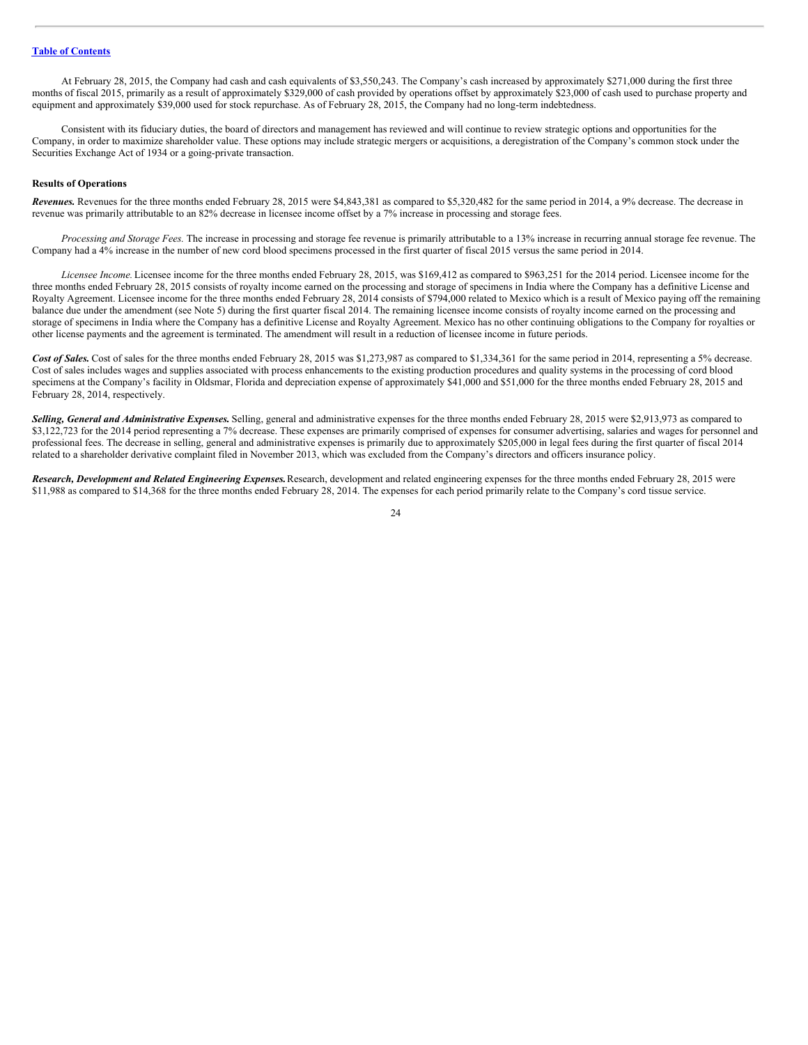At February 28, 2015, the Company had cash and cash equivalents of $3,550,243. The Company's cash increased by approximately $271,000 during the first three months of fiscal 2015, primarily as a result of approximately $329,000 of cash provided by operations offset by approximately $23,000 of cash used to purchase property and equipment and approximately $39,000 used for stock repurchase. As of February 28, 2015, the Company had no long-term indebtedness.

Consistent with its fiduciary duties, the board of directors and management has reviewed and will continue to review strategic options and opportunities for the Company, in order to maximize shareholder value. These options may include strategic mergers or acquisitions, a deregistration of the Company's common stock under the Securities Exchange Act of 1934 or a going-private transaction.

**Results of Operations**

***Revenues.*** Revenues for the three months ended February 28, 2015 were $4,843,381 as compared to $5,320,482 for the same period in 2014, a 9% decrease. The decrease in revenue was primarily attributable to an 82% decrease in licensee income offset by a 7% increase in processing and storage fees.

*Processing and Storage Fees.* The increase in processing and storage fee revenue is primarily attributable to a 13% increase in recurring annual storage fee revenue. The Company had a 4% increase in the number of new cord blood specimens processed in the first quarter of fiscal 2015 versus the same period in 2014.

*Licensee Income.* Licensee income for the three months ended February 28, 2015, was $169,412 as compared to $963,251 for the 2014 period. Licensee income for the three months ended February 28, 2015 consists of royalty income earned on the processing and storage of specimens in India where the Company has a definitive License and Royalty Agreement. Licensee income for the three months ended February 28, 2014 consists of $794,000 related to Mexico which is a result of Mexico paying off the remaining balance due under the amendment (see Note 5) during the first quarter fiscal 2014. The remaining licensee income consists of royalty income earned on the processing and storage of specimens in India where the Company has a definitive License and Royalty Agreement. Mexico has no other continuing obligations to the Company for royalties or other license payments and the agreement is terminated. The amendment will result in a reduction of licensee income in future periods.

***Cost of Sales.*** Cost of sales for the three months ended February 28, 2015 was $1,273,987 as compared to $1,334,361 for the same period in 2014, representing a 5% decrease. Cost of sales includes wages and supplies associated with process enhancements to the existing production procedures and quality systems in the processing of cord blood specimens at the Company's facility in Oldsmar, Florida and depreciation expense of approximately $41,000 and $51,000 for the three months ended February 28, 2015 and February 28, 2014, respectively.

***Selling, General and Administrative Expenses.*** Selling, general and administrative expenses for the three months ended February 28, 2015 were $2,913,973 as compared to $3,122,723 for the 2014 period representing a 7% decrease. These expenses are primarily comprised of expenses for consumer advertising, salaries and wages for personnel and professional fees. The decrease in selling, general and administrative expenses is primarily due to approximately $205,000 in legal fees during the first quarter of fiscal 2014 related to a shareholder derivative complaint filed in November 2013, which was excluded from the Company's directors and officers insurance policy.

***Research, Development and Related Engineering Expenses.*** Research, development and related engineering expenses for the three months ended February 28, 2015 were $11,988 as compared to $14,368 for the three months ended February 28, 2014. The expenses for each period primarily relate to the Company's cord tissue service.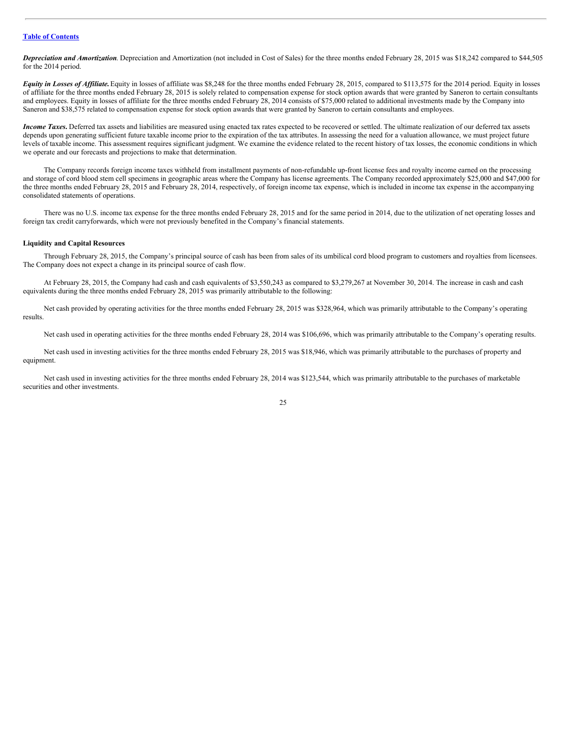[Table of Contents](#)

***Depreciation and Amortization***. Depreciation and Amortization (not included in Cost of Sales) for the three months ended February 28, 2015 was $18,242 compared to $44,505 for the 2014 period.

***Equity in Losses of Affiliate.*** Equity in losses of affiliate was $8,248 for the three months ended February 28, 2015, compared to $113,575 for the 2014 period. Equity in losses of affiliate for the three months ended February 28, 2015 is solely related to compensation expense for stock option awards that were granted by Saneron to certain consultants and employees. Equity in losses of affiliate for the three months ended February 28, 2014 consists of $75,000 related to additional investments made by the Company into Saneron and $38,575 related to compensation expense for stock option awards that were granted by Saneron to certain consultants and employees.

***Income Taxes.*** Deferred tax assets and liabilities are measured using enacted tax rates expected to be recovered or settled. The ultimate realization of our deferred tax assets depends upon generating sufficient future taxable income prior to the expiration of the tax attributes. In assessing the need for a valuation allowance, we must project future levels of taxable income. This assessment requires significant judgment. We examine the evidence related to the recent history of tax losses, the economic conditions in which we operate and our forecasts and projections to make that determination.

The Company records foreign income taxes withheld from installment payments of non-refundable up-front license fees and royalty income earned on the processing and storage of cord blood stem cell specimens in geographic areas where the Company has license agreements. The Company recorded approximately $25,000 and $47,000 for the three months ended February 28, 2015 and February 28, 2014, respectively, of foreign income tax expense, which is included in income tax expense in the accompanying consolidated statements of operations.

There was no U.S. income tax expense for the three months ended February 28, 2015 and for the same period in 2014, due to the utilization of net operating losses and foreign tax credit carryforwards, which were not previously benefited in the Company's financial statements.

**Liquidity and Capital Resources**

Through February 28, 2015, the Company's principal source of cash has been from sales of its umbilical cord blood program to customers and royalties from licensees. The Company does not expect a change in its principal source of cash flow.

At February 28, 2015, the Company had cash and cash equivalents of $3,550,243 as compared to $3,279,267 at November 30, 2014. The increase in cash and cash equivalents during the three months ended February 28, 2015 was primarily attributable to the following:

Net cash provided by operating activities for the three months ended February 28, 2015 was $328,964, which was primarily attributable to the Company's operating results.

Net cash used in operating activities for the three months ended February 28, 2014 was $106,696, which was primarily attributable to the Company's operating results.

Net cash used in investing activities for the three months ended February 28, 2015 was $18,946, which was primarily attributable to the purchases of property and equipment.

Net cash used in investing activities for the three months ended February 28, 2014 was $123,544, which was primarily attributable to the purchases of marketable securities and other investments.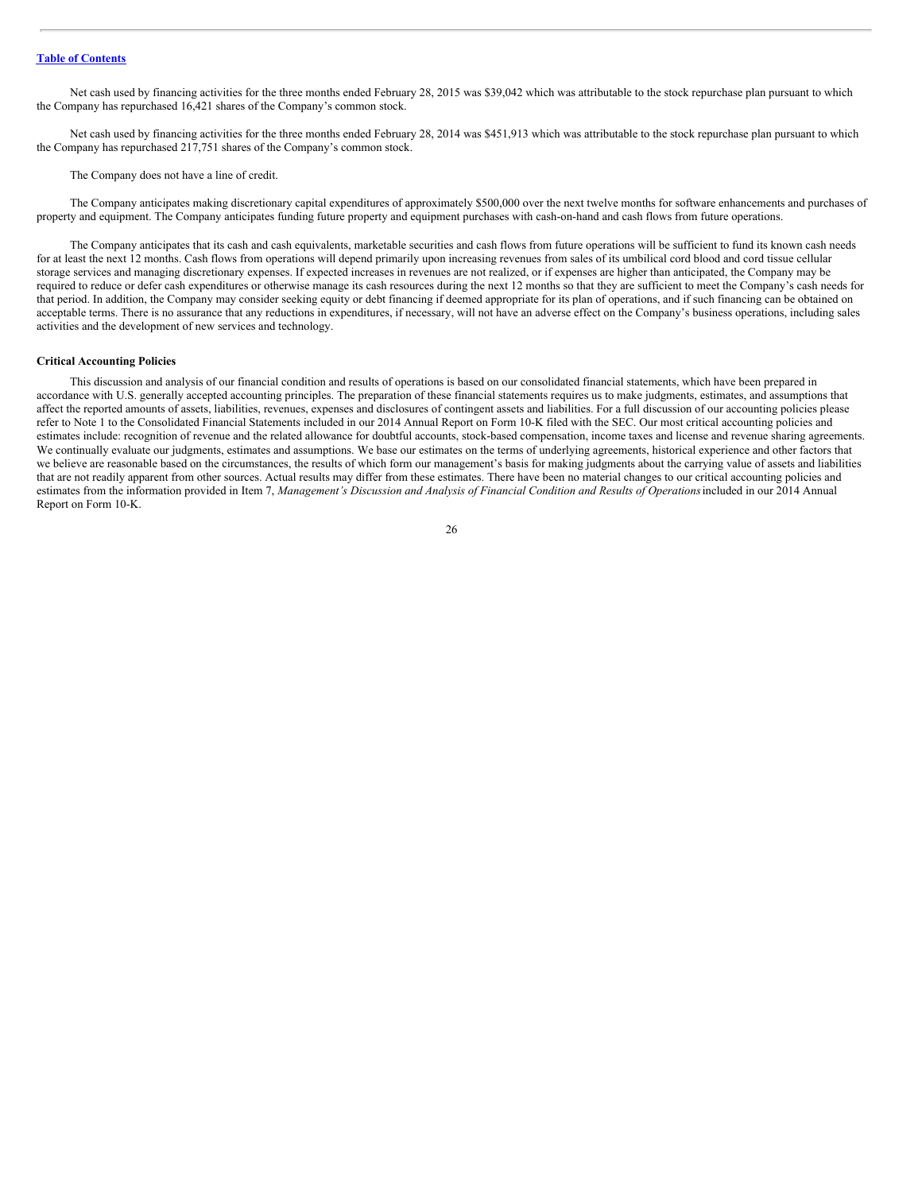Net cash used by financing activities for the three months ended February 28, 2015 was $39,042 which was attributable to the stock repurchase plan pursuant to which the Company has repurchased 16,421 shares of the Company's common stock.

Net cash used by financing activities for the three months ended February 28, 2014 was $451,913 which was attributable to the stock repurchase plan pursuant to which the Company has repurchased 217,751 shares of the Company's common stock.

The Company does not have a line of credit.

The Company anticipates making discretionary capital expenditures of approximately $500,000 over the next twelve months for software enhancements and purchases of property and equipment. The Company anticipates funding future property and equipment purchases with cash-on-hand and cash flows from future operations.

The Company anticipates that its cash and cash equivalents, marketable securities and cash flows from future operations will be sufficient to fund its known cash needs for at least the next 12 months. Cash flows from operations will depend primarily upon increasing revenues from sales of its umbilical cord blood and cord tissue cellular storage services and managing discretionary expenses. If expected increases in revenues are not realized, or if expenses are higher than anticipated, the Company may be required to reduce or defer cash expenditures or otherwise manage its cash resources during the next 12 months so that they are sufficient to meet the Company's cash needs for that period. In addition, the Company may consider seeking equity or debt financing if deemed appropriate for its plan of operations, and if such financing can be obtained on acceptable terms. There is no assurance that any reductions in expenditures, if necessary, will not have an adverse effect on the Company's business operations, including sales activities and the development of new services and technology.

**Critical Accounting Policies**

This discussion and analysis of our financial condition and results of operations is based on our consolidated financial statements, which have been prepared in accordance with U.S. generally accepted accounting principles. The preparation of these financial statements requires us to make judgments, estimates, and assumptions that affect the reported amounts of assets, liabilities, revenues, expenses and disclosures of contingent assets and liabilities. For a full discussion of our accounting policies please refer to Note 1 to the Consolidated Financial Statements included in our 2014 Annual Report on Form 10-K filed with the SEC. Our most critical accounting policies and estimates include: recognition of revenue and the related allowance for doubtful accounts, stock-based compensation, income taxes and license and revenue sharing agreements. We continually evaluate our judgments, estimates and assumptions. We base our estimates on the terms of underlying agreements, historical experience and other factors that we believe are reasonable based on the circumstances, the results of which form our management's basis for making judgments about the carrying value of assets and liabilities that are not readily apparent from other sources. Actual results may differ from these estimates. There have been no material changes to our critical accounting policies and estimates from the information provided in Item 7, *Management's Discussion and Analysis of Financial Condition and Results of Operations* included in our 2014 Annual Report on Form 10-K.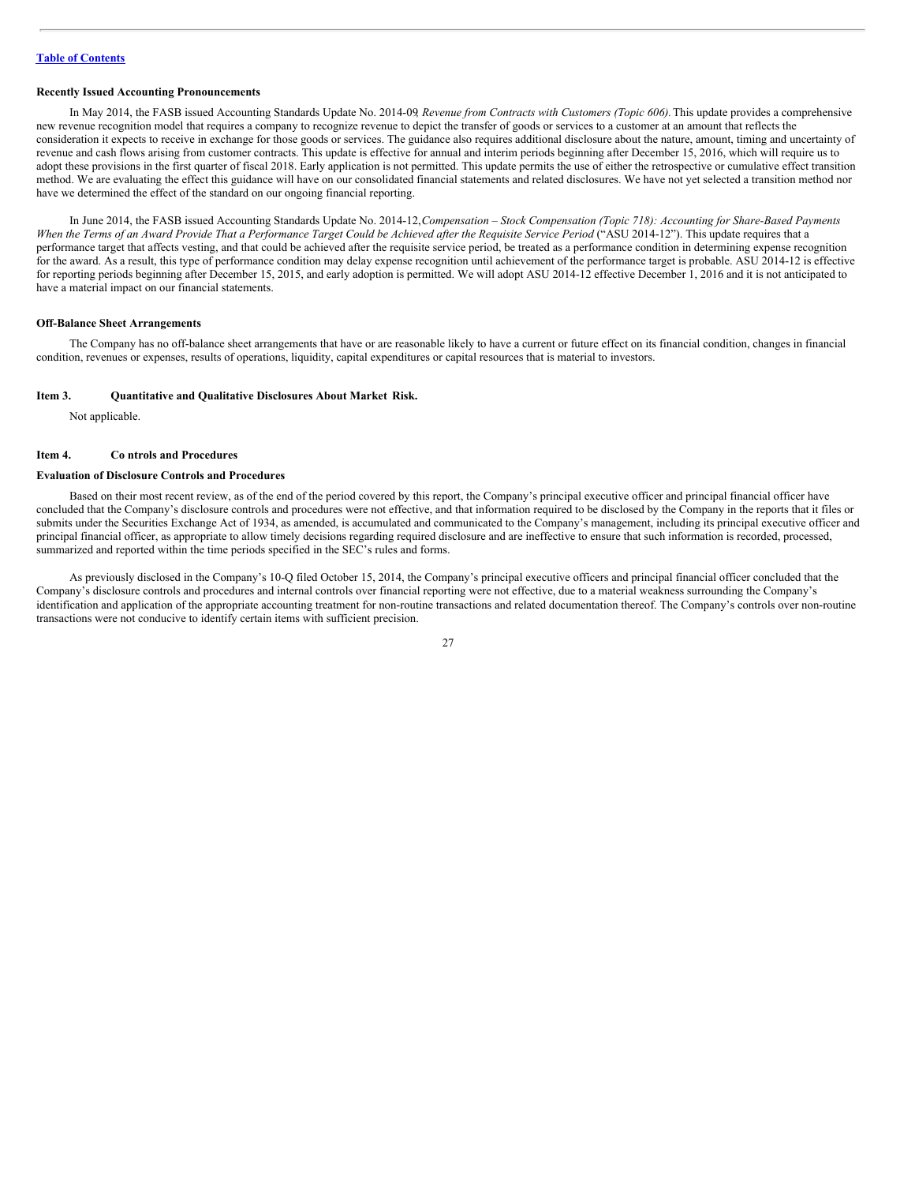[Table of Contents](#)

**Recently Issued Accounting Pronouncements**

In May 2014, the FASB issued Accounting Standards Update No. 2014-09, *Revenue from Contracts with Customers (Topic 606).* This update provides a comprehensive new revenue recognition model that requires a company to recognize revenue to depict the transfer of goods or services to a customer at an amount that reflects the consideration it expects to receive in exchange for those goods or services. The guidance also requires additional disclosure about the nature, amount, timing and uncertainty of revenue and cash flows arising from customer contracts. This update is effective for annual and interim periods beginning after December 15, 2016, which will require us to adopt these provisions in the first quarter of fiscal 2018. Early application is not permitted. This update permits the use of either the retrospective or cumulative effect transition method. We are evaluating the effect this guidance will have on our consolidated financial statements and related disclosures. We have not yet selected a transition method nor have we determined the effect of the standard on our ongoing financial reporting.

In June 2014, the FASB issued Accounting Standards Update No. 2014-12, *Compensation – Stock Compensation (Topic 718): Accounting for Share-Based Payments When the Terms of an Award Provide That a Performance Target Could be Achieved after the Requisite Service Period* ("ASU 2014-12"). This update requires that a performance target that affects vesting, and that could be achieved after the requisite service period, be treated as a performance condition in determining expense recognition for the award. As a result, this type of performance condition may delay expense recognition until achievement of the performance target is probable. ASU 2014-12 is effective for reporting periods beginning after December 15, 2015, and early adoption is permitted. We will adopt ASU 2014-12 effective December 1, 2016 and it is not anticipated to have a material impact on our financial statements.

**Off-Balance Sheet Arrangements**

The Company has no off-balance sheet arrangements that have or are reasonable likely to have a current or future effect on its financial condition, changes in financial condition, revenues or expenses, results of operations, liquidity, capital expenditures or capital resources that is material to investors.

**Item 3. Quantitative and Qualitative Disclosures About Market Risk.**

Not applicable.

**Item 4. Controls and Procedures**

**Evaluation of Disclosure Controls and Procedures**

Based on their most recent review, as of the end of the period covered by this report, the Company's principal executive officer and principal financial officer have concluded that the Company's disclosure controls and procedures were not effective, and that information required to be disclosed by the Company in the reports that it files or submits under the Securities Exchange Act of 1934, as amended, is accumulated and communicated to the Company's management, including its principal executive officer and principal financial officer, as appropriate to allow timely decisions regarding required disclosure and are ineffective to ensure that such information is recorded, processed, summarized and reported within the time periods specified in the SEC's rules and forms.

As previously disclosed in the Company's 10-Q filed October 15, 2014, the Company's principal executive officers and principal financial officer concluded that the Company's disclosure controls and procedures and internal controls over financial reporting were not effective, due to a material weakness surrounding the Company's identification and application of the appropriate accounting treatment for non-routine transactions and related documentation thereof. The Company's controls over non-routine transactions were not conducive to identify certain items with sufficient precision.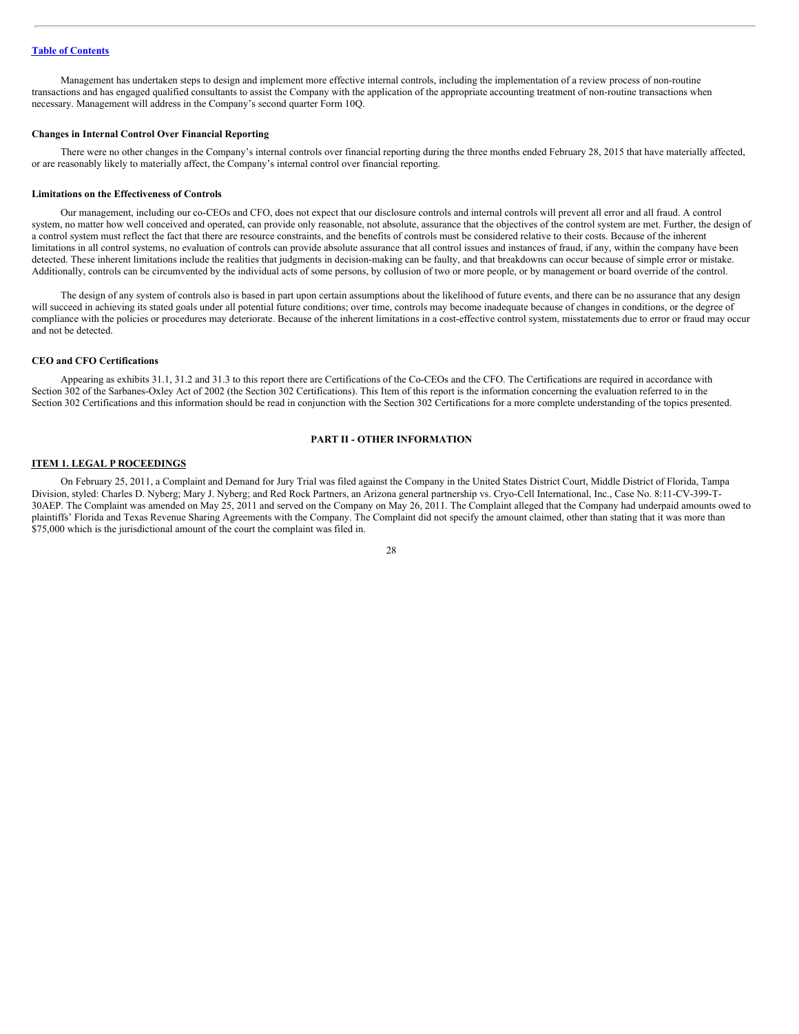Management has undertaken steps to design and implement more effective internal controls, including the implementation of a review process of non-routine transactions and has engaged qualified consultants to assist the Company with the application of the appropriate accounting treatment of non-routine transactions when necessary. Management will address in the Company's second quarter Form 10Q.

**Changes in Internal Control Over Financial Reporting**

There were no other changes in the Company's internal controls over financial reporting during the three months ended February 28, 2015 that have materially affected, or are reasonably likely to materially affect, the Company's internal control over financial reporting.

**Limitations on the Effectiveness of Controls**

Our management, including our co-CEOs and CFO, does not expect that our disclosure controls and internal controls will prevent all error and all fraud. A control system, no matter how well conceived and operated, can provide only reasonable, not absolute, assurance that the objectives of the control system are met. Further, the design of a control system must reflect the fact that there are resource constraints, and the benefits of controls must be considered relative to their costs. Because of the inherent limitations in all control systems, no evaluation of controls can provide absolute assurance that all control issues and instances of fraud, if any, within the company have been detected. These inherent limitations include the realities that judgments in decision-making can be faulty, and that breakdowns can occur because of simple error or mistake. Additionally, controls can be circumvented by the individual acts of some persons, by collusion of two or more people, or by management or board override of the control.

The design of any system of controls also is based in part upon certain assumptions about the likelihood of future events, and there can be no assurance that any design will succeed in achieving its stated goals under all potential future conditions; over time, controls may become inadequate because of changes in conditions, or the degree of compliance with the policies or procedures may deteriorate. Because of the inherent limitations in a cost-effective control system, misstatements due to error or fraud may occur and not be detected.

**CEO and CFO Certifications**

Appearing as exhibits 31.1, 31.2 and 31.3 to this report there are Certifications of the Co-CEOs and the CFO. The Certifications are required in accordance with Section 302 of the Sarbanes-Oxley Act of 2002 (the Section 302 Certifications). This Item of this report is the information concerning the evaluation referred to in the Section 302 Certifications and this information should be read in conjunction with the Section 302 Certifications for a more complete understanding of the topics presented.

## PART II - OTHER INFORMATION

### ITEM 1. LEGAL P ROCEEDINGS

On February 25, 2011, a Complaint and Demand for Jury Trial was filed against the Company in the United States District Court, Middle District of Florida, Tampa Division, styled: Charles D. Nyberg; Mary J. Nyberg; and Red Rock Partners, an Arizona general partnership vs. Cryo-Cell International, Inc., Case No. 8:11-CV-399-T-30AEP. The Complaint was amended on May 25, 2011 and served on the Company on May 26, 2011. The Complaint alleged that the Company had underpaid amounts owed to plaintiffs' Florida and Texas Revenue Sharing Agreements with the Company. The Complaint did not specify the amount claimed, other than stating that it was more than \$75,000 which is the jurisdictional amount of the court the complaint was filed in.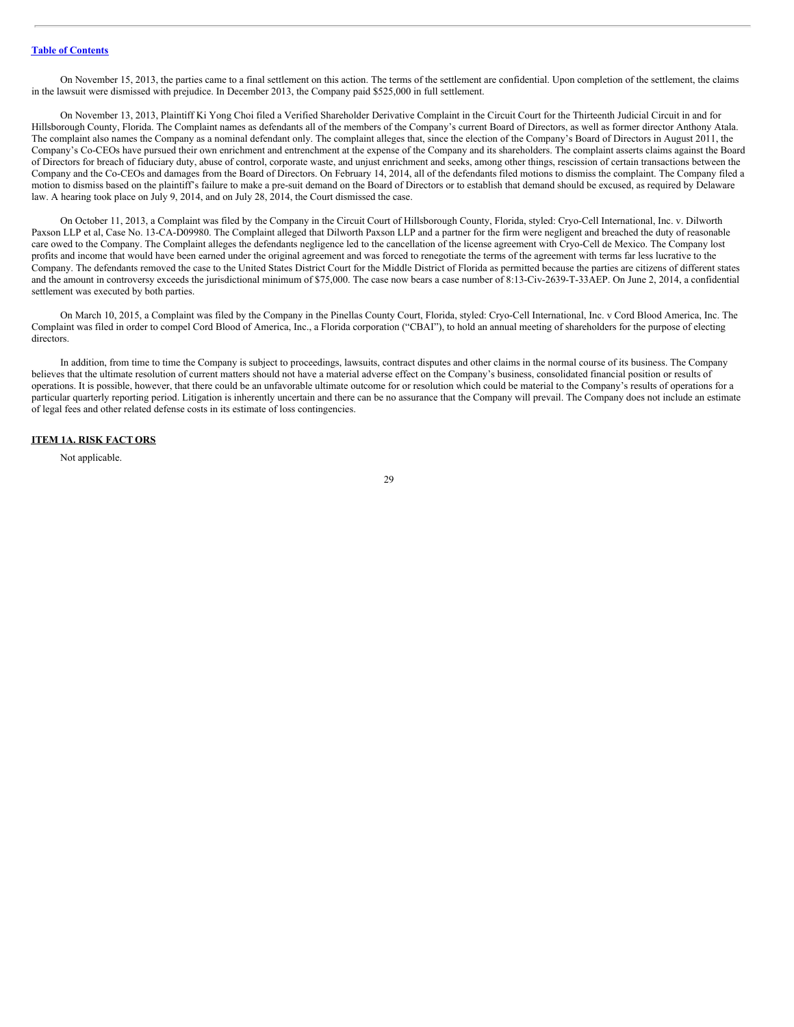[Table of Contents](#)

On November 15, 2013, the parties came to a final settlement on this action. The terms of the settlement are confidential. Upon completion of the settlement, the claims in the lawsuit were dismissed with prejudice. In December 2013, the Company paid $525,000 in full settlement.

On November 13, 2013, Plaintiff Ki Yong Choi filed a Verified Shareholder Derivative Complaint in the Circuit Court for the Thirteenth Judicial Circuit in and for Hillsborough County, Florida. The Complaint names as defendants all of the members of the Company's current Board of Directors, as well as former director Anthony Atala. The complaint also names the Company as a nominal defendant only. The complaint alleges that, since the election of the Company's Board of Directors in August 2011, the Company's Co-CEOs have pursued their own enrichment and entrenchment at the expense of the Company and its shareholders. The complaint asserts claims against the Board of Directors for breach of fiduciary duty, abuse of control, corporate waste, and unjust enrichment and seeks, among other things, rescission of certain transactions between the Company and the Co-CEOs and damages from the Board of Directors. On February 14, 2014, all of the defendants filed motions to dismiss the complaint. The Company filed a motion to dismiss based on the plaintiff's failure to make a pre-suit demand on the Board of Directors or to establish that demand should be excused, as required by Delaware law. A hearing took place on July 9, 2014, and on July 28, 2014, the Court dismissed the case.

On October 11, 2013, a Complaint was filed by the Company in the Circuit Court of Hillsborough County, Florida, styled: Cryo-Cell International, Inc. v. Dilworth Paxson LLP et al, Case No. 13-CA-D09980. The Complaint alleged that Dilworth Paxson LLP and a partner for the firm were negligent and breached the duty of reasonable care owed to the Company. The Complaint alleges the defendants negligence led to the cancellation of the license agreement with Cryo-Cell de Mexico. The Company lost profits and income that would have been earned under the original agreement and was forced to renegotiate the terms of the agreement with terms far less lucrative to the Company. The defendants removed the case to the United States District Court for the Middle District of Florida as permitted because the parties are citizens of different states and the amount in controversy exceeds the jurisdictional minimum of $75,000. The case now bears a case number of 8:13-Civ-2639-T-33AEP. On June 2, 2014, a confidential settlement was executed by both parties.

On March 10, 2015, a Complaint was filed by the Company in the Pinellas County Court, Florida, styled: Cryo-Cell International, Inc. v Cord Blood America, Inc. The Complaint was filed in order to compel Cord Blood of America, Inc., a Florida corporation ("CBAI"), to hold an annual meeting of shareholders for the purpose of electing directors.

In addition, from time to time the Company is subject to proceedings, lawsuits, contract disputes and other claims in the normal course of its business. The Company believes that the ultimate resolution of current matters should not have a material adverse effect on the Company's business, consolidated financial position or results of operations. It is possible, however, that there could be an unfavorable ultimate outcome for or resolution which could be material to the Company's results of operations for a particular quarterly reporting period. Litigation is inherently uncertain and there can be no assurance that the Company will prevail. The Company does not include an estimate of legal fees and other related defense costs in its estimate of loss contingencies.

## ITEM 1A. RISK FACTORS

Not applicable.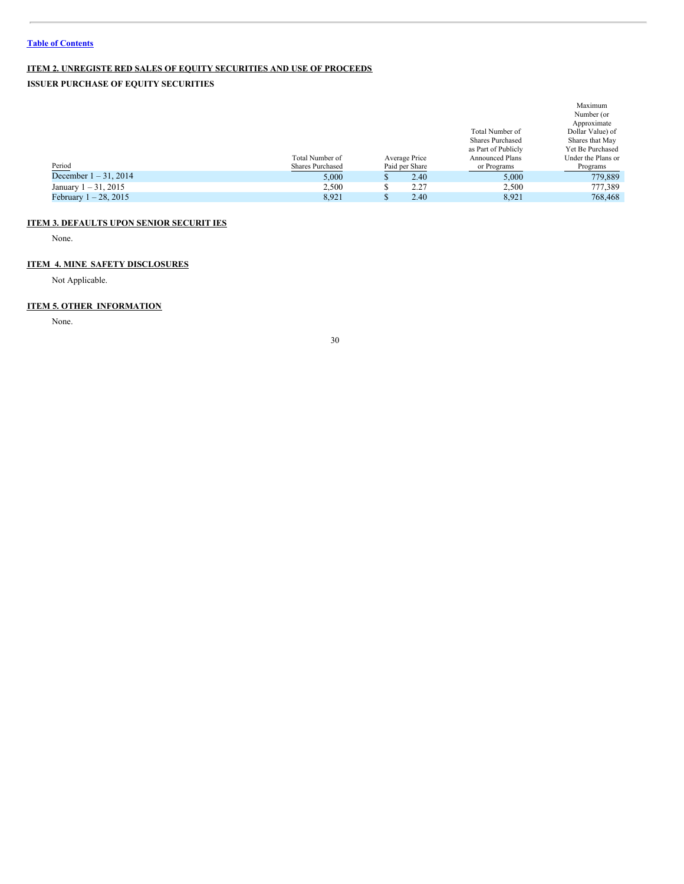[Table of Contents](#)

## ITEM 2. UNREGISTERED SALES OF EQUITY SECURITIES AND USE OF PROCEEDS

### ISSUER PURCHASE OF EQUITY SECURITIES

| Period | Total Number of Shares Purchased | Average Price Paid per Share | Total Number of Shares Purchased as Part of Publicly Announced Plans or Programs | Maximum Number (or Approximate Dollar Value) of Shares that May Yet Be Purchased Under the Plans or Programs |
|---|---|---|---|---|
| December 1 – 31, 2014 | 5,000 | $ 2.40 | 5,000 | 779,889 |
| January 1 – 31, 2015 | 2,500 | $ 2.27 | 2,500 | 777,389 |
| February 1 – 28, 2015 | 8,921 | $ 2.40 | 8,921 | 768,468 |

## ITEM 3. DEFAULTS UPON SENIOR SECURITIES

None.

## ITEM 4. MINE SAFETY DISCLOSURES

Not Applicable.

## ITEM 5. OTHER INFORMATION

None.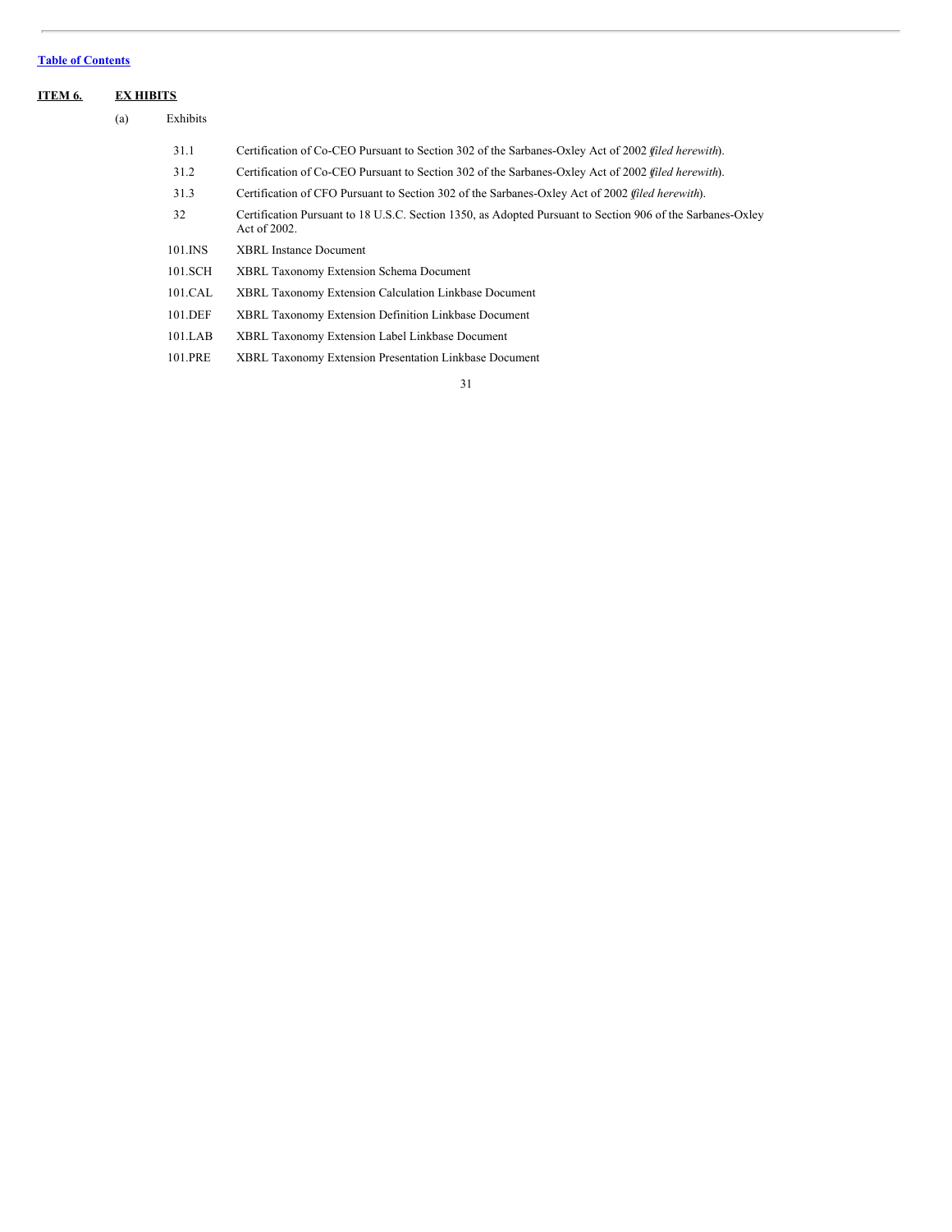[Table of Contents](#)

## ITEM 6. EXHIBITS

(a) Exhibits

| | |
|---|---|
| 31.1 | Certification of Co-CEO Pursuant to Section 302 of the Sarbanes-Oxley Act of 2002 (*filed herewith*). |
| 31.2 | Certification of Co-CEO Pursuant to Section 302 of the Sarbanes-Oxley Act of 2002 (*filed herewith*). |
| 31.3 | Certification of CFO Pursuant to Section 302 of the Sarbanes-Oxley Act of 2002 (*filed herewith*). |
| 32 | Certification Pursuant to 18 U.S.C. Section 1350, as Adopted Pursuant to Section 906 of the Sarbanes-Oxley Act of 2002. |
| 101.INS | XBRL Instance Document |
| 101.SCH | XBRL Taxonomy Extension Schema Document |
| 101.CAL | XBRL Taxonomy Extension Calculation Linkbase Document |
| 101.DEF | XBRL Taxonomy Extension Definition Linkbase Document |
| 101.LAB | XBRL Taxonomy Extension Label Linkbase Document |
| 101.PRE | XBRL Taxonomy Extension Presentation Linkbase Document |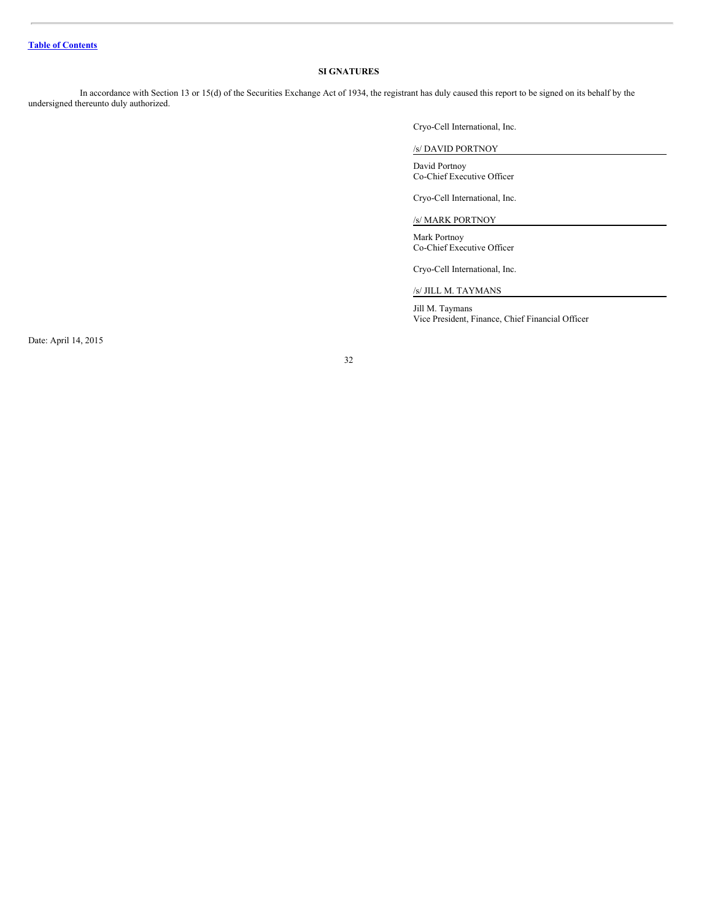[Table of Contents](#)

## SIGNATURES

In accordance with Section 13 or 15(d) of the Securities Exchange Act of 1934, the registrant has duly caused this report to be signed on its behalf by the undersigned thereunto duly authorized.

Cryo-Cell International, Inc.

/s/ DAVID PORTNOY

David Portnoy
Co-Chief Executive Officer

Cryo-Cell International, Inc.

/s/ MARK PORTNOY

Mark Portnoy
Co-Chief Executive Officer

Cryo-Cell International, Inc.

/s/ JILL M. TAYMANS

Jill M. Taymans
Vice President, Finance, Chief Financial Officer

Date: April 14, 2015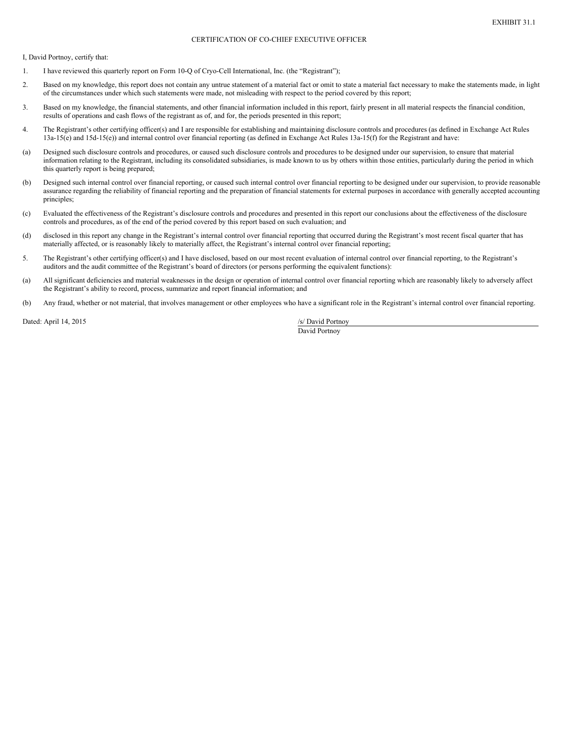EXHIBIT 31.1

CERTIFICATION OF CO-CHIEF EXECUTIVE OFFICER

I, David Portnoy, certify that:

1. I have reviewed this quarterly report on Form 10-Q of Cryo-Cell International, Inc. (the "Registrant");

2. Based on my knowledge, this report does not contain any untrue statement of a material fact or omit to state a material fact necessary to make the statements made, in light of the circumstances under which such statements were made, not misleading with respect to the period covered by this report;

3. Based on my knowledge, the financial statements, and other financial information included in this report, fairly present in all material respects the financial condition, results of operations and cash flows of the registrant as of, and for, the periods presented in this report;

4. The Registrant's other certifying officer(s) and I are responsible for establishing and maintaining disclosure controls and procedures (as defined in Exchange Act Rules 13a-15(e) and 15d-15(e)) and internal control over financial reporting (as defined in Exchange Act Rules 13a-15(f) for the Registrant and have:

(a) Designed such disclosure controls and procedures, or caused such disclosure controls and procedures to be designed under our supervision, to ensure that material information relating to the Registrant, including its consolidated subsidiaries, is made known to us by others within those entities, particularly during the period in which this quarterly report is being prepared;

(b) Designed such internal control over financial reporting, or caused such internal control over financial reporting to be designed under our supervision, to provide reasonable assurance regarding the reliability of financial reporting and the preparation of financial statements for external purposes in accordance with generally accepted accounting principles;

(c) Evaluated the effectiveness of the Registrant's disclosure controls and procedures and presented in this report our conclusions about the effectiveness of the disclosure controls and procedures, as of the end of the period covered by this report based on such evaluation; and

(d) disclosed in this report any change in the Registrant's internal control over financial reporting that occurred during the Registrant's most recent fiscal quarter that has materially affected, or is reasonably likely to materially affect, the Registrant's internal control over financial reporting;

5. The Registrant's other certifying officer(s) and I have disclosed, based on our most recent evaluation of internal control over financial reporting, to the Registrant's auditors and the audit committee of the Registrant's board of directors (or persons performing the equivalent functions):

(a) All significant deficiencies and material weaknesses in the design or operation of internal control over financial reporting which are reasonably likely to adversely affect the Registrant's ability to record, process, summarize and report financial information; and

(b) Any fraud, whether or not material, that involves management or other employees who have a significant role in the Registrant's internal control over financial reporting.

Dated: April 14, 2015

/s/ David Portnoy
David Portnoy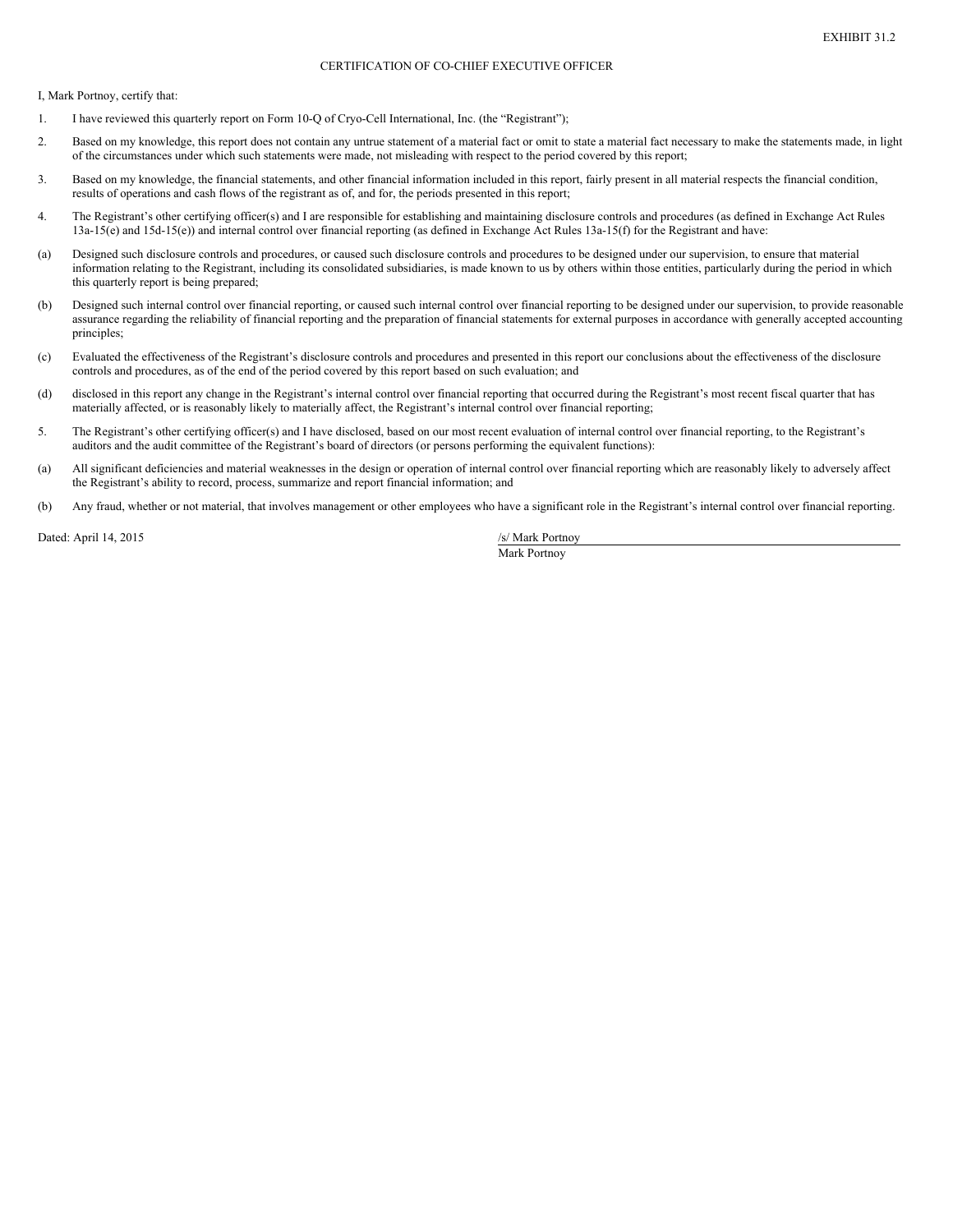EXHIBIT 31.2

# CERTIFICATION OF CO-CHIEF EXECUTIVE OFFICER

I, Mark Portnoy, certify that:

1. I have reviewed this quarterly report on Form 10-Q of Cryo-Cell International, Inc. (the "Registrant");

2. Based on my knowledge, this report does not contain any untrue statement of a material fact or omit to state a material fact necessary to make the statements made, in light of the circumstances under which such statements were made, not misleading with respect to the period covered by this report;

3. Based on my knowledge, the financial statements, and other financial information included in this report, fairly present in all material respects the financial condition, results of operations and cash flows of the registrant as of, and for, the periods presented in this report;

4. The Registrant's other certifying officer(s) and I are responsible for establishing and maintaining disclosure controls and procedures (as defined in Exchange Act Rules 13a-15(e) and 15d-15(e)) and internal control over financial reporting (as defined in Exchange Act Rules 13a-15(f) for the Registrant and have:

(a) Designed such disclosure controls and procedures, or caused such disclosure controls and procedures to be designed under our supervision, to ensure that material information relating to the Registrant, including its consolidated subsidiaries, is made known to us by others within those entities, particularly during the period in which this quarterly report is being prepared;

(b) Designed such internal control over financial reporting, or caused such internal control over financial reporting to be designed under our supervision, to provide reasonable assurance regarding the reliability of financial reporting and the preparation of financial statements for external purposes in accordance with generally accepted accounting principles;

(c) Evaluated the effectiveness of the Registrant's disclosure controls and procedures and presented in this report our conclusions about the effectiveness of the disclosure controls and procedures, as of the end of the period covered by this report based on such evaluation; and

(d) disclosed in this report any change in the Registrant's internal control over financial reporting that occurred during the Registrant's most recent fiscal quarter that has materially affected, or is reasonably likely to materially affect, the Registrant's internal control over financial reporting;

5. The Registrant's other certifying officer(s) and I have disclosed, based on our most recent evaluation of internal control over financial reporting, to the Registrant's auditors and the audit committee of the Registrant's board of directors (or persons performing the equivalent functions):

(a) All significant deficiencies and material weaknesses in the design or operation of internal control over financial reporting which are reasonably likely to adversely affect the Registrant's ability to record, process, summarize and report financial information; and

(b) Any fraud, whether or not material, that involves management or other employees who have a significant role in the Registrant's internal control over financial reporting.

Dated: April 14, 2015

/s/ Mark Portnoy

Mark Portnoy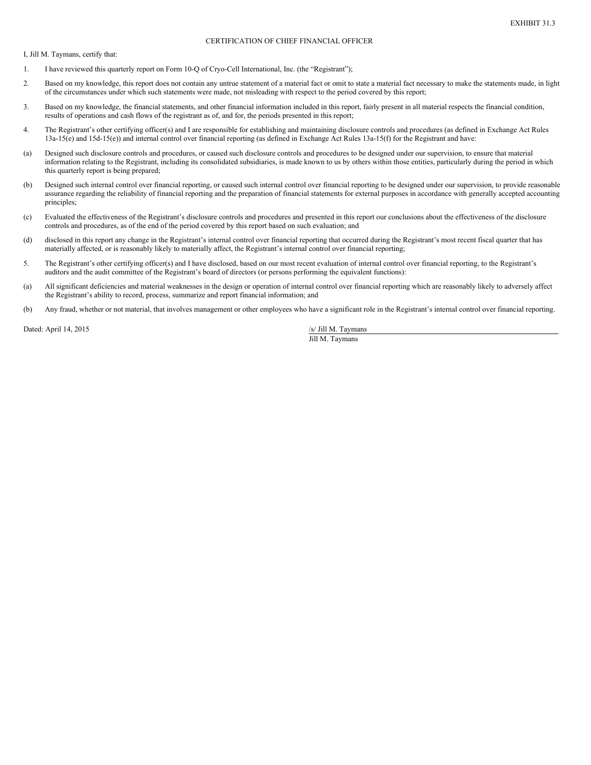EXHIBIT 31.3

CERTIFICATION OF CHIEF FINANCIAL OFFICER

I, Jill M. Taymans, certify that:

1. I have reviewed this quarterly report on Form 10-Q of Cryo-Cell International, Inc. (the "Registrant");

2. Based on my knowledge, this report does not contain any untrue statement of a material fact or omit to state a material fact necessary to make the statements made, in light of the circumstances under which such statements were made, not misleading with respect to the period covered by this report;

3. Based on my knowledge, the financial statements, and other financial information included in this report, fairly present in all material respects the financial condition, results of operations and cash flows of the registrant as of, and for, the periods presented in this report;

4. The Registrant's other certifying officer(s) and I are responsible for establishing and maintaining disclosure controls and procedures (as defined in Exchange Act Rules 13a-15(e) and 15d-15(e)) and internal control over financial reporting (as defined in Exchange Act Rules 13a-15(f) for the Registrant and have:

(a) Designed such disclosure controls and procedures, or caused such disclosure controls and procedures to be designed under our supervision, to ensure that material information relating to the Registrant, including its consolidated subsidiaries, is made known to us by others within those entities, particularly during the period in which this quarterly report is being prepared;

(b) Designed such internal control over financial reporting, or caused such internal control over financial reporting to be designed under our supervision, to provide reasonable assurance regarding the reliability of financial reporting and the preparation of financial statements for external purposes in accordance with generally accepted accounting principles;

(c) Evaluated the effectiveness of the Registrant's disclosure controls and procedures and presented in this report our conclusions about the effectiveness of the disclosure controls and procedures, as of the end of the period covered by this report based on such evaluation; and

(d) disclosed in this report any change in the Registrant's internal control over financial reporting that occurred during the Registrant's most recent fiscal quarter that has materially affected, or is reasonably likely to materially affect, the Registrant's internal control over financial reporting;

5. The Registrant's other certifying officer(s) and I have disclosed, based on our most recent evaluation of internal control over financial reporting, to the Registrant's auditors and the audit committee of the Registrant's board of directors (or persons performing the equivalent functions):

(a) All significant deficiencies and material weaknesses in the design or operation of internal control over financial reporting which are reasonably likely to adversely affect the Registrant's ability to record, process, summarize and report financial information; and

(b) Any fraud, whether or not material, that involves management or other employees who have a significant role in the Registrant's internal control over financial reporting.

Dated: April 14, 2015

/s/ Jill M. Taymans
Jill M. Taymans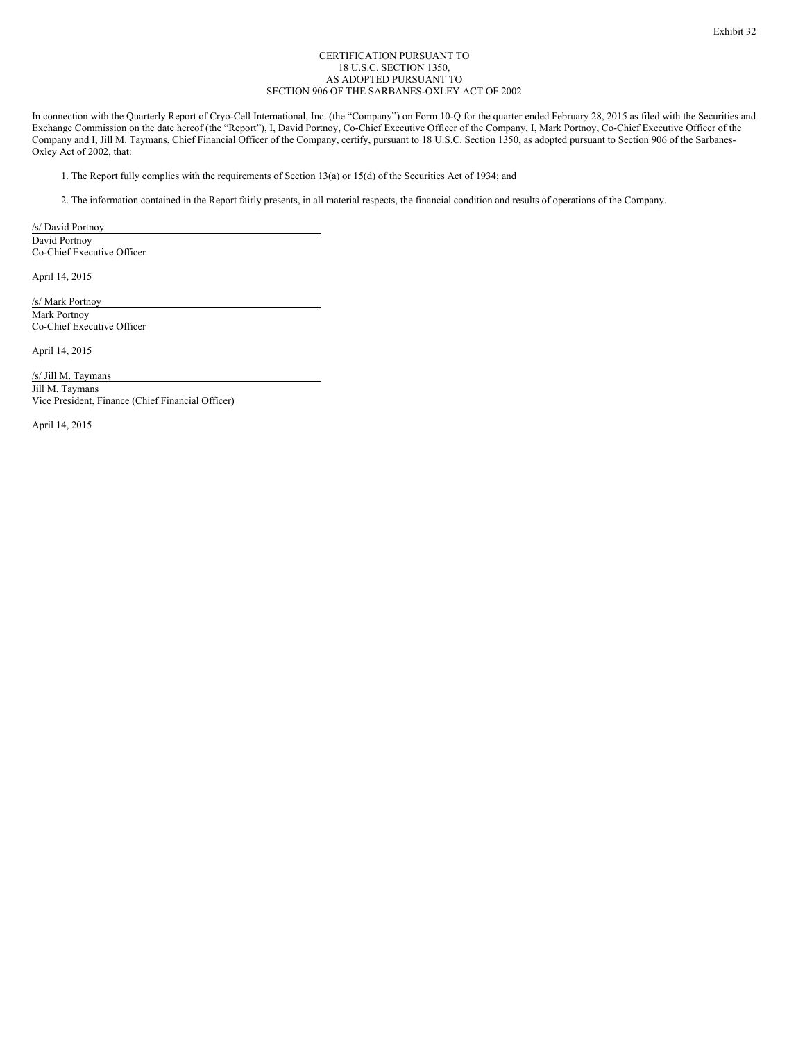Exhibit 32

CERTIFICATION PURSUANT TO
18 U.S.C. SECTION 1350,
AS ADOPTED PURSUANT TO
SECTION 906 OF THE SARBANES-OXLEY ACT OF 2002

In connection with the Quarterly Report of Cryo-Cell International, Inc. (the "Company") on Form 10-Q for the quarter ended February 28, 2015 as filed with the Securities and Exchange Commission on the date hereof (the "Report"), I, David Portnoy, Co-Chief Executive Officer of the Company, I, Mark Portnoy, Co-Chief Executive Officer of the Company and I, Jill M. Taymans, Chief Financial Officer of the Company, certify, pursuant to 18 U.S.C. Section 1350, as adopted pursuant to Section 906 of the Sarbanes-Oxley Act of 2002, that:

1. The Report fully complies with the requirements of Section 13(a) or 15(d) of the Securities Act of 1934; and

2. The information contained in the Report fairly presents, in all material respects, the financial condition and results of operations of the Company.

/s/ David Portnoy
David Portnoy
Co-Chief Executive Officer

April 14, 2015

/s/ Mark Portnoy
Mark Portnoy
Co-Chief Executive Officer

April 14, 2015

/s/ Jill M. Taymans
Jill M. Taymans
Vice President, Finance (Chief Financial Officer)

April 14, 2015